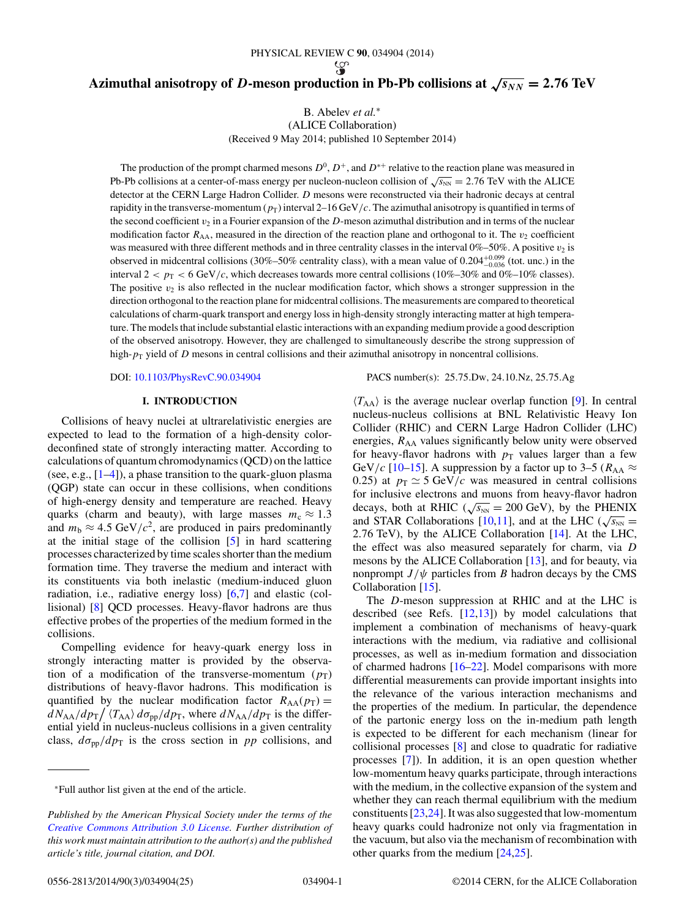# Azimuthal anisotropy of $D$-meson production in Pb-Pb collisions at $\sqrt{s_{NN}} = 2.76$ TeV

B. Abelev *et al.*[*]
(ALICE Collaboration)
(Received 9 May 2014; published 10 September 2014)

The production of the prompt charmed mesons $D^0$, $D^+$, and $D^{*+}$ relative to the reaction plane was measured in Pb-Pb collisions at a center-of-mass energy per nucleon-nucleon collision of $\sqrt{s_{NN}} = 2.76$ TeV with the ALICE detector at the CERN Large Hadron Collider. $D$ mesons were reconstructed via their hadronic decays at central rapidity in the transverse-momentum ($p_T$) interval 2–16 GeV/$c$. The azimuthal anisotropy is quantified in terms of the second coefficient $v_2$ in a Fourier expansion of the $D$-meson azimuthal distribution and in terms of the nuclear modification factor $R_{AA}$, measured in the direction of the reaction plane and orthogonal to it. The $v_2$ coefficient was measured with three different methods and in three centrality classes in the interval 0%–50%. A positive $v_2$ is observed in midcentral collisions (30%–50% centrality class), with a mean value of $0.204^{+0.099}_{-0.036}$ (tot. unc.) in the interval $2 < p_T < 6$ GeV/$c$, which decreases towards more central collisions (10%–30% and 0%–10% classes). The positive $v_2$ is also reflected in the nuclear modification factor, which shows a stronger suppression in the direction orthogonal to the reaction plane for midcentral collisions. The measurements are compared to theoretical calculations of charm-quark transport and energy loss in high-density strongly interacting matter at high temperature. The models that include substantial elastic interactions with an expanding medium provide a good description of the observed anisotropy. However, they are challenged to simultaneously describe the strong suppression of high-$p_T$ yield of $D$ mesons in central collisions and their azimuthal anisotropy in noncentral collisions.

DOI: 10.1103/PhysRevC.90.034904 PACS number(s): 25.75.Dw, 24.10.Nz, 25.75.Ag

## I. INTRODUCTION

Collisions of heavy nuclei at ultrarelativistic energies are expected to lead to the formation of a high-density color-deconfined state of strongly interacting matter. According to calculations of quantum chromodynamics (QCD) on the lattice (see, e.g., [1–4]), a phase transition to the quark-gluon plasma (QGP) state can occur in these collisions, when conditions of high-energy density and temperature are reached. Heavy quarks (charm and beauty), with large masses $m_c \approx 1.3$ and $m_b \approx 4.5$ GeV/$c^2$, are produced in pairs predominantly at the initial stage of the collision [5] in hard scattering processes characterized by time scales shorter than the medium formation time. They traverse the medium and interact with its constituents via both inelastic (medium-induced gluon radiation, i.e., radiative energy loss) [6,7] and elastic (collisional) [8] QCD processes. Heavy-flavor hadrons are thus effective probes of the properties of the medium formed in the collisions.

Compelling evidence for heavy-quark energy loss in strongly interacting matter is provided by the observation of a modification of the transverse-momentum ($p_T$) distributions of heavy-flavor hadrons. This modification is quantified by the nuclear modification factor $R_{AA}(p_T) = dN_{AA}/dp_T \big/ \langle T_{AA}\rangle\, d\sigma_{pp}/dp_T$, where $dN_{AA}/dp_T$ is the differential yield in nucleus-nucleus collisions in a given centrality class, $d\sigma_{pp}/dp_T$ is the cross section in $pp$ collisions, and $\langle T_{AA}\rangle$ is the average nuclear overlap function [9]. In central nucleus-nucleus collisions at BNL Relativistic Heavy Ion Collider (RHIC) and CERN Large Hadron Collider (LHC) energies, $R_{AA}$ values significantly below unity were observed for heavy-flavor hadrons with $p_T$ values larger than a few GeV/$c$ [10–15]. A suppression by a factor up to 3–5 ($R_{AA} \approx 0.25$) at $p_T \simeq 5$ GeV/$c$ was measured in central collisions for inclusive electrons and muons from heavy-flavor hadron decays, both at RHIC ($\sqrt{s_{NN}} = 200$ GeV), by the PHENIX and STAR Collaborations [10,11], and at the LHC ($\sqrt{s_{NN}} = 2.76$ TeV), by the ALICE Collaboration [14]. At the LHC, the effect was also measured separately for charm, via $D$ mesons by the ALICE Collaboration [13], and for beauty, via nonprompt $J/\psi$ particles from $B$ hadron decays by the CMS Collaboration [15].

The $D$-meson suppression at RHIC and at the LHC is described (see Refs. [12,13]) by model calculations that implement a combination of mechanisms of heavy-quark interactions with the medium, via radiative and collisional processes, as well as in-medium formation and dissociation of charmed hadrons [16–22]. Model comparisons with more differential measurements can provide important insights into the relevance of the various interaction mechanisms and the properties of the medium. In particular, the dependence of the partonic energy loss on the in-medium path length is expected to be different for each mechanism (linear for collisional processes [8] and close to quadratic for radiative processes [7]). In addition, it is an open question whether low-momentum heavy quarks participate, through interactions with the medium, in the collective expansion of the system and whether they can reach thermal equilibrium with the medium constituents [23,24]. It was also suggested that low-momentum heavy quarks could hadronize not only via fragmentation in the vacuum, but also via the mechanism of recombination with other quarks from the medium [24,25].

---

[*]Full author list given at the end of the article.

*Published by the American Physical Society under the terms of the Creative Commons Attribution 3.0 License. Further distribution of this work must maintain attribution to the author(s) and the published article's title, journal citation, and DOI.*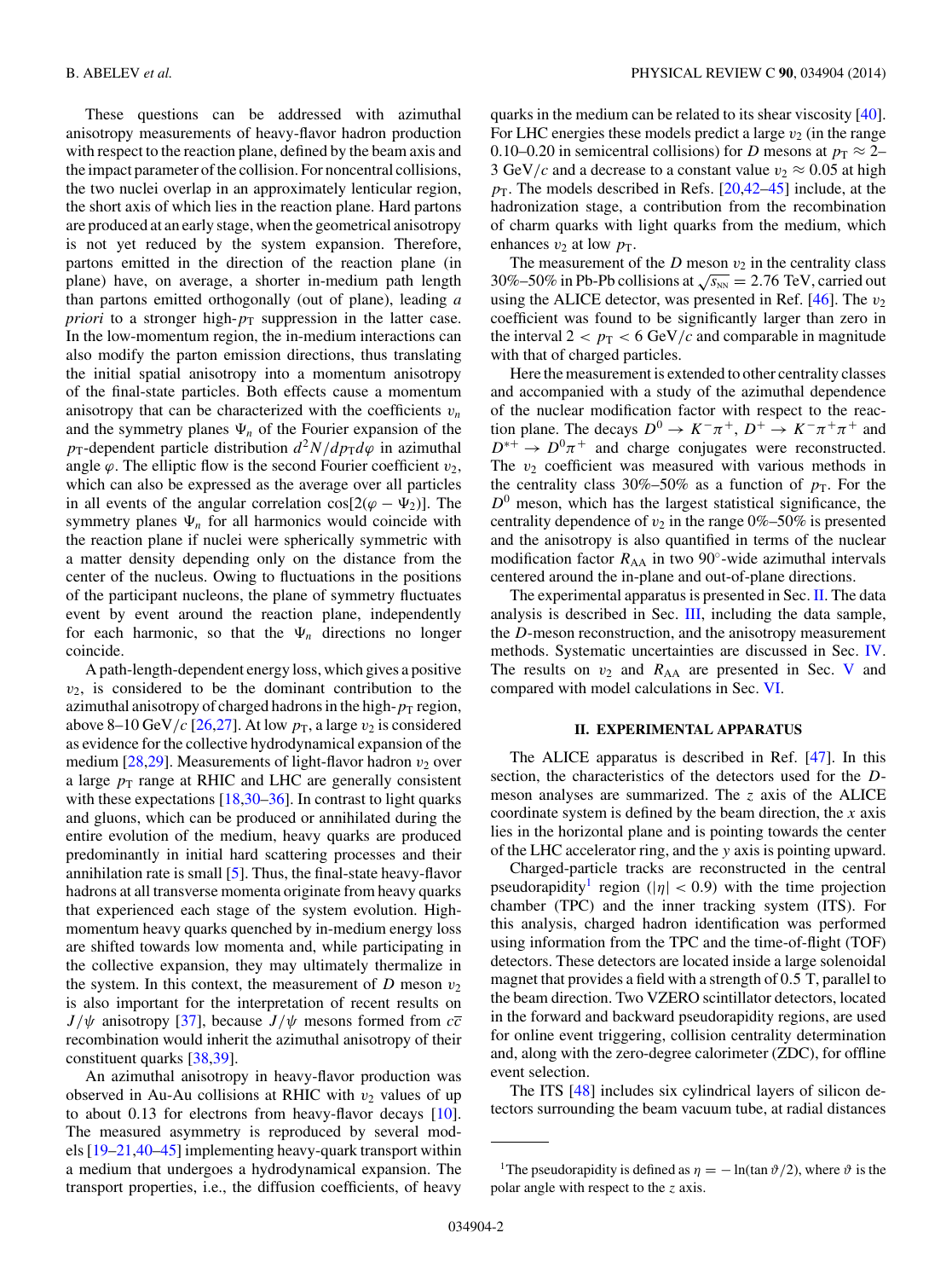These questions can be addressed with azimuthal anisotropy measurements of heavy-flavor hadron production with respect to the reaction plane, defined by the beam axis and the impact parameter of the collision. For noncentral collisions, the two nuclei overlap in an approximately lenticular region, the short axis of which lies in the reaction plane. Hard partons are produced at an early stage, when the geometrical anisotropy is not yet reduced by the system expansion. Therefore, partons emitted in the direction of the reaction plane (in plane) have, on average, a shorter in-medium path length than partons emitted orthogonally (out of plane), leading *a priori* to a stronger high-$p_T$ suppression in the latter case. In the low-momentum region, the in-medium interactions can also modify the parton emission directions, thus translating the initial spatial anisotropy into a momentum anisotropy of the final-state particles. Both effects cause a momentum anisotropy that can be characterized with the coefficients $v_n$ and the symmetry planes $\Psi_n$ of the Fourier expansion of the $p_T$-dependent particle distribution $d^2N/dp_T d\varphi$ in azimuthal angle $\varphi$. The elliptic flow is the second Fourier coefficient $v_2$, which can also be expressed as the average over all particles in all events of the angular correlation $\cos[2(\varphi - \Psi_2)]$. The symmetry planes $\Psi_n$ for all harmonics would coincide with the reaction plane if nuclei were spherically symmetric with a matter density depending only on the distance from the center of the nucleus. Owing to fluctuations in the positions of the participant nucleons, the plane of symmetry fluctuates event by event around the reaction plane, independently for each harmonic, so that the $\Psi_n$ directions no longer coincide.

A path-length-dependent energy loss, which gives a positive $v_2$, is considered to be the dominant contribution to the azimuthal anisotropy of charged hadrons in the high-$p_T$ region, above 8–10 GeV/$c$ [26,27]. At low $p_T$, a large $v_2$ is considered as evidence for the collective hydrodynamical expansion of the medium [28,29]. Measurements of light-flavor hadron $v_2$ over a large $p_T$ range at RHIC and LHC are generally consistent with these expectations [18,30–36]. In contrast to light quarks and gluons, which can be produced or annihilated during the entire evolution of the medium, heavy quarks are produced predominantly in initial hard scattering processes and their annihilation rate is small [5]. Thus, the final-state heavy-flavor hadrons at all transverse momenta originate from heavy quarks that experienced each stage of the system evolution. High-momentum heavy quarks quenched by in-medium energy loss are shifted towards low momenta and, while participating in the collective expansion, they may ultimately thermalize in the system. In this context, the measurement of $D$ meson $v_2$ is also important for the interpretation of recent results on $J/\psi$ anisotropy [37], because $J/\psi$ mesons formed from $c\overline{c}$ recombination would inherit the azimuthal anisotropy of their constituent quarks [38,39].

An azimuthal anisotropy in heavy-flavor production was observed in Au-Au collisions at RHIC with $v_2$ values of up to about 0.13 for electrons from heavy-flavor decays [10]. The measured asymmetry is reproduced by several models [19–21,40–45] implementing heavy-quark transport within a medium that undergoes a hydrodynamical expansion. The transport properties, i.e., the diffusion coefficients, of heavy quarks in the medium can be related to its shear viscosity [40]. For LHC energies these models predict a large $v_2$ (in the range 0.10–0.20 in semicentral collisions) for $D$ mesons at $p_T \approx 2$–3 GeV/$c$ and a decrease to a constant value $v_2 \approx 0.05$ at high $p_T$. The models described in Refs. [20,42–45] include, at the hadronization stage, a contribution from the recombination of charm quarks with light quarks from the medium, which enhances $v_2$ at low $p_T$.

The measurement of the $D$ meson $v_2$ in the centrality class 30%–50% in Pb-Pb collisions at $\sqrt{s_{NN}} = 2.76$ TeV, carried out using the ALICE detector, was presented in Ref. [46]. The $v_2$ coefficient was found to be significantly larger than zero in the interval $2 < p_T < 6$ GeV/$c$ and comparable in magnitude with that of charged particles.

Here the measurement is extended to other centrality classes and accompanied with a study of the azimuthal dependence of the nuclear modification factor with respect to the reaction plane. The decays $D^0 \to K^-\pi^+$, $D^+ \to K^-\pi^+\pi^+$ and $D^{*+} \to D^0\pi^+$ and charge conjugates were reconstructed. The $v_2$ coefficient was measured with various methods in the centrality class 30%–50% as a function of $p_T$. For the $D^0$ meson, which has the largest statistical significance, the centrality dependence of $v_2$ in the range 0%–50% is presented and the anisotropy is also quantified in terms of the nuclear modification factor $R_{AA}$ in two 90°-wide azimuthal intervals centered around the in-plane and out-of-plane directions.

The experimental apparatus is presented in Sec. II. The data analysis is described in Sec. III, including the data sample, the $D$-meson reconstruction, and the anisotropy measurement methods. Systematic uncertainties are discussed in Sec. IV. The results on $v_2$ and $R_{AA}$ are presented in Sec. V and compared with model calculations in Sec. VI.

## II. EXPERIMENTAL APPARATUS

The ALICE apparatus is described in Ref. [47]. In this section, the characteristics of the detectors used for the $D$-meson analyses are summarized. The $z$ axis of the ALICE coordinate system is defined by the beam direction, the $x$ axis lies in the horizontal plane and is pointing towards the center of the LHC accelerator ring, and the $y$ axis is pointing upward.

Charged-particle tracks are reconstructed in the central pseudorapidity[1] region ($|\eta| < 0.9$) with the time projection chamber (TPC) and the inner tracking system (ITS). For this analysis, charged hadron identification was performed using information from the TPC and the time-of-flight (TOF) detectors. These detectors are located inside a large solenoidal magnet that provides a field with a strength of 0.5 T, parallel to the beam direction. Two VZERO scintillator detectors, located in the forward and backward pseudorapidity regions, are used for online event triggering, collision centrality determination and, along with the zero-degree calorimeter (ZDC), for offline event selection.

The ITS [48] includes six cylindrical layers of silicon detectors surrounding the beam vacuum tube, at radial distances

[1] The pseudorapidity is defined as $\eta = -\ln(\tan\vartheta/2)$, where $\vartheta$ is the polar angle with respect to the $z$ axis.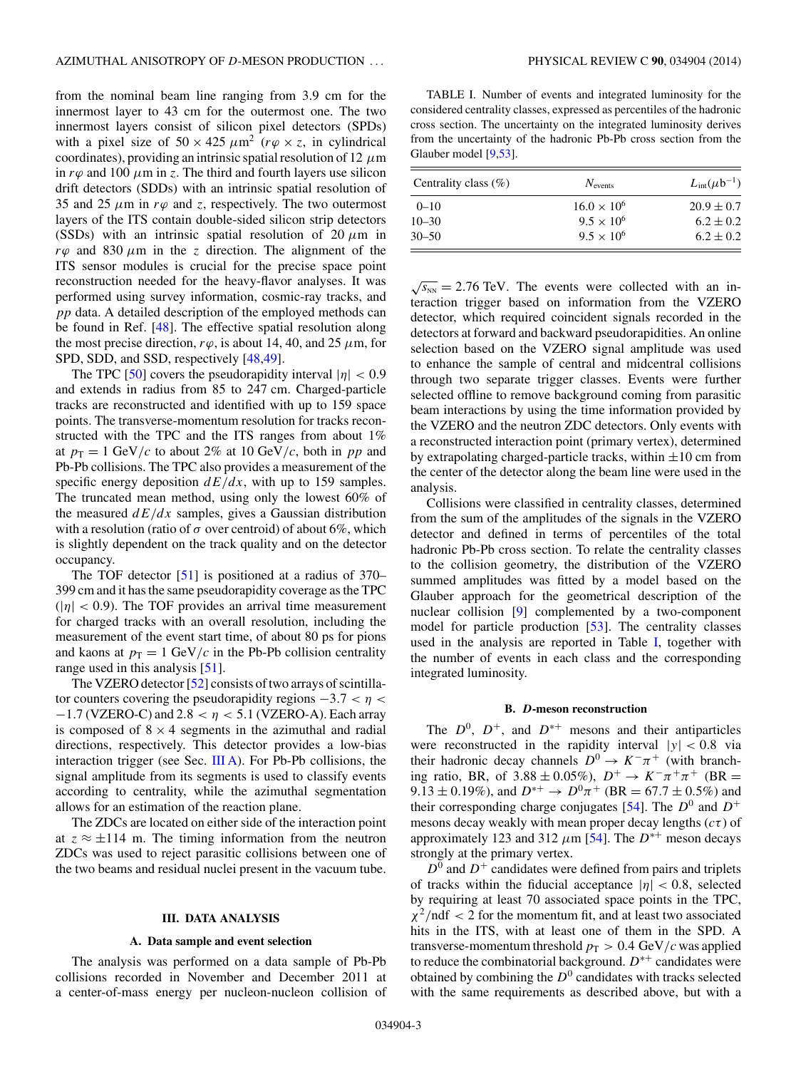from the nominal beam line ranging from 3.9 cm for the innermost layer to 43 cm for the outermost one. The two innermost layers consist of silicon pixel detectors (SPDs) with a pixel size of $50 \times 425\ \mu\text{m}^2$ ($r\varphi \times z$, in cylindrical coordinates), providing an intrinsic spatial resolution of 12 $\mu$m in $r\varphi$ and 100 $\mu$m in $z$. The third and fourth layers use silicon drift detectors (SDDs) with an intrinsic spatial resolution of 35 and 25 $\mu$m in $r\varphi$ and $z$, respectively. The two outermost layers of the ITS contain double-sided silicon strip detectors (SSDs) with an intrinsic spatial resolution of 20 $\mu$m in $r\varphi$ and 830 $\mu$m in the $z$ direction. The alignment of the ITS sensor modules is crucial for the precise space point reconstruction needed for the heavy-flavor analyses. It was performed using survey information, cosmic-ray tracks, and $pp$ data. A detailed description of the employed methods can be found in Ref. [48]. The effective spatial resolution along the most precise direction, $r\varphi$, is about 14, 40, and 25 $\mu$m, for SPD, SDD, and SSD, respectively [48,49].

The TPC [50] covers the pseudorapidity interval $|\eta| < 0.9$ and extends in radius from 85 to 247 cm. Charged-particle tracks are reconstructed and identified with up to 159 space points. The transverse-momentum resolution for tracks reconstructed with the TPC and the ITS ranges from about 1% at $p_T = 1$ GeV/$c$ to about 2% at 10 GeV/$c$, both in $pp$ and Pb-Pb collisions. The TPC also provides a measurement of the specific energy deposition $dE/dx$, with up to 159 samples. The truncated mean method, using only the lowest 60% of the measured $dE/dx$ samples, gives a Gaussian distribution with a resolution (ratio of $\sigma$ over centroid) of about 6%, which is slightly dependent on the track quality and on the detector occupancy.

The TOF detector [51] is positioned at a radius of 370–399 cm and it has the same pseudorapidity coverage as the TPC ($|\eta| < 0.9$). The TOF provides an arrival time measurement for charged tracks with an overall resolution, including the measurement of the event start time, of about 80 ps for pions and kaons at $p_T = 1$ GeV/$c$ in the Pb-Pb collision centrality range used in this analysis [51].

The VZERO detector [52] consists of two arrays of scintillator counters covering the pseudorapidity regions $-3.7 < \eta < -1.7$ (VZERO-C) and $2.8 < \eta < 5.1$ (VZERO-A). Each array is composed of $8 \times 4$ segments in the azimuthal and radial directions, respectively. This detector provides a low-bias interaction trigger (see Sec. III A). For Pb-Pb collisions, the signal amplitude from its segments is used to classify events according to centrality, while the azimuthal segmentation allows for an estimation of the reaction plane.

The ZDCs are located on either side of the interaction point at $z \approx \pm 114$ m. The timing information from the neutron ZDCs was used to reject parasitic collisions between one of the two beams and residual nuclei present in the vacuum tube.

## III. DATA ANALYSIS

### A. Data sample and event selection

The analysis was performed on a data sample of Pb-Pb collisions recorded in November and December 2011 at a center-of-mass energy per nucleon-nucleon collision of $\sqrt{s_{\rm NN}} = 2.76$ TeV. The events were collected with an interaction trigger based on information from the VZERO detector, which required coincident signals recorded in the detectors at forward and backward pseudorapidities. An online selection based on the VZERO signal amplitude was used to enhance the sample of central and midcentral collisions through two separate trigger classes. Events were further selected offline to remove background coming from parasitic beam interactions by using the time information provided by the VZERO and the neutron ZDC detectors. Only events with a reconstructed interaction point (primary vertex), determined by extrapolating charged-particle tracks, within $\pm 10$ cm from the center of the detector along the beam line were used in the analysis.

Collisions were classified in centrality classes, determined from the sum of the amplitudes of the signals in the VZERO detector and defined in terms of percentiles of the total hadronic Pb-Pb cross section. To relate the centrality classes to the collision geometry, the distribution of the VZERO summed amplitudes was fitted by a model based on the Glauber approach for the geometrical description of the nuclear collision [9] complemented by a two-component model for particle production [53]. The centrality classes used in the analysis are reported in Table I, together with the number of events in each class and the corresponding integrated luminosity.

TABLE I. Number of events and integrated luminosity for the considered centrality classes, expressed as percentiles of the hadronic cross section. The uncertainty on the integrated luminosity derives from the uncertainty of the hadronic Pb-Pb cross section from the Glauber model [9,53].

| Centrality class (%) | $N_{\rm events}$ | $L_{\rm int}(\mu{\rm b}^{-1})$ |
|---|---|---|
| 0–10 | $16.0 \times 10^6$ | $20.9 \pm 0.7$ |
| 10–30 | $9.5 \times 10^6$ | $6.2 \pm 0.2$ |
| 30–50 | $9.5 \times 10^6$ | $6.2 \pm 0.2$ |

### B. *D*-meson reconstruction

The $D^0$, $D^+$, and $D^{*+}$ mesons and their antiparticles were reconstructed in the rapidity interval $|y| < 0.8$ via their hadronic decay channels $D^0 \to K^-\pi^+$ (with branching ratio, BR, of $3.88 \pm 0.05\%$), $D^+ \to K^-\pi^+\pi^+$ (BR = $9.13 \pm 0.19\%$), and $D^{*+} \to D^0\pi^+$ (BR = $67.7 \pm 0.5\%$) and their corresponding charge conjugates [54]. The $D^0$ and $D^+$ mesons decay weakly with mean proper decay lengths ($c\tau$) of approximately 123 and 312 $\mu$m [54]. The $D^{*+}$ meson decays strongly at the primary vertex.

$D^0$ and $D^+$ candidates were defined from pairs and triplets of tracks within the fiducial acceptance $|\eta| < 0.8$, selected by requiring at least 70 associated space points in the TPC, $\chi^2/\text{ndf} < 2$ for the momentum fit, and at least two associated hits in the ITS, with at least one of them in the SPD. A transverse-momentum threshold $p_T > 0.4$ GeV/$c$ was applied to reduce the combinatorial background. $D^{*+}$ candidates were obtained by combining the $D^0$ candidates with tracks selected with the same requirements as described above, but with a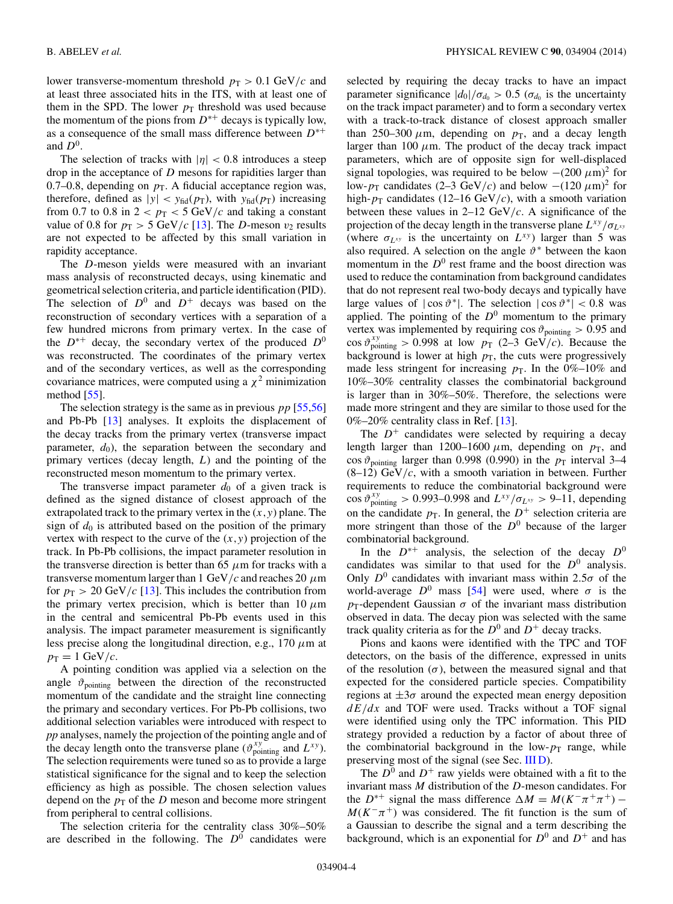lower transverse-momentum threshold $p_T > 0.1$ GeV/$c$ and at least three associated hits in the ITS, with at least one of them in the SPD. The lower $p_T$ threshold was used because the momentum of the pions from $D^{*+}$ decays is typically low, as a consequence of the small mass difference between $D^{*+}$ and $D^0$.

The selection of tracks with $|\eta| < 0.8$ introduces a steep drop in the acceptance of $D$ mesons for rapidities larger than 0.7–0.8, depending on $p_T$. A fiducial acceptance region was, therefore, defined as $|y| < y_{fid}(p_T)$, with $y_{fid}(p_T)$ increasing from 0.7 to 0.8 in $2 < p_T < 5$ GeV/$c$ and taking a constant value of 0.8 for $p_T > 5$ GeV/$c$ [13]. The $D$-meson $v_2$ results are not expected to be affected by this small variation in rapidity acceptance.

The $D$-meson yields were measured with an invariant mass analysis of reconstructed decays, using kinematic and geometrical selection criteria, and particle identification (PID). The selection of $D^0$ and $D^+$ decays was based on the reconstruction of secondary vertices with a separation of a few hundred microns from primary vertex. In the case of the $D^{*+}$ decay, the secondary vertex of the produced $D^0$ was reconstructed. The coordinates of the primary vertex and of the secondary vertices, as well as the corresponding covariance matrices, were computed using a $\chi^2$ minimization method [55].

The selection strategy is the same as in previous *pp* [55,56] and Pb-Pb [13] analyses. It exploits the displacement of the decay tracks from the primary vertex (transverse impact parameter, $d_0$), the separation between the secondary and primary vertices (decay length, $L$) and the pointing of the reconstructed meson momentum to the primary vertex.

The transverse impact parameter $d_0$ of a given track is defined as the signed distance of closest approach of the extrapolated track to the primary vertex in the $(x, y)$ plane. The sign of $d_0$ is attributed based on the position of the primary vertex with respect to the curve of the $(x, y)$ projection of the track. In Pb-Pb collisions, the impact parameter resolution in the transverse direction is better than 65 $\mu$m for tracks with a transverse momentum larger than 1 GeV/$c$ and reaches 20 $\mu$m for $p_T > 20$ GeV/$c$ [13]. This includes the contribution from the primary vertex precision, which is better than 10 $\mu$m in the central and semicentral Pb-Pb events used in this analysis. The impact parameter measurement is significantly less precise along the longitudinal direction, e.g., 170 $\mu$m at $p_T = 1$ GeV/$c$.

A pointing condition was applied via a selection on the angle $\vartheta_{pointing}$ between the direction of the reconstructed momentum of the candidate and the straight line connecting the primary and secondary vertices. For Pb-Pb collisions, two additional selection variables were introduced with respect to *pp* analyses, namely the projection of the pointing angle and of the decay length onto the transverse plane ($\vartheta^{xy}_{pointing}$ and $L^{xy}$). The selection requirements were tuned so as to provide a large statistical significance for the signal and to keep the selection efficiency as high as possible. The chosen selection values depend on the $p_T$ of the $D$ meson and become more stringent from peripheral to central collisions.

The selection criteria for the centrality class 30%–50% are described in the following. The $D^0$ candidates were selected by requiring the decay tracks to have an impact parameter significance $|d_0|/\sigma_{d_0} > 0.5$ ($\sigma_{d_0}$ is the uncertainty on the track impact parameter) and to form a secondary vertex with a track-to-track distance of closest approach smaller than 250–300 $\mu$m, depending on $p_T$, and a decay length larger than 100 $\mu$m. The product of the decay track impact parameters, which are of opposite sign for well-displaced signal topologies, was required to be below $-(200\ \mu\text{m})^2$ for low-$p_T$ candidates (2–3 GeV/$c$) and below $-(120\ \mu\text{m})^2$ for high-$p_T$ candidates (12–16 GeV/$c$), with a smooth variation between these values in 2–12 GeV/$c$. A significance of the projection of the decay length in the transverse plane $L^{xy}/\sigma_{L^{xy}}$ (where $\sigma_{L^{xy}}$ is the uncertainty on $L^{xy}$) larger than 5 was also required. A selection on the angle $\vartheta^*$ between the kaon momentum in the $D^0$ rest frame and the boost direction was used to reduce the contamination from background candidates that do not represent real two-body decays and typically have large values of $|\cos\vartheta^*|$. The selection $|\cos\vartheta^*| < 0.8$ was applied. The pointing of the $D^0$ momentum to the primary vertex was implemented by requiring $\cos\vartheta_{pointing} > 0.95$ and $\cos\vartheta^{xy}_{pointing} > 0.998$ at low $p_T$ (2–3 GeV/$c$). Because the background is lower at high $p_T$, the cuts were progressively made less stringent for increasing $p_T$. In the 0%–10% and 10%–30% centrality classes the combinatorial background is larger than in 30%–50%. Therefore, the selections were made more stringent and they are similar to those used for the 0%–20% centrality class in Ref. [13].

The $D^+$ candidates were selected by requiring a decay length larger than 1200–1600 $\mu$m, depending on $p_T$, and $\cos\vartheta_{pointing}$ larger than 0.998 (0.990) in the $p_T$ interval 3–4 (8–12) GeV/$c$, with a smooth variation in between. Further requirements to reduce the combinatorial background were $\cos\vartheta^{xy}_{pointing} > 0.993$–0.998 and $L^{xy}/\sigma_{L^{xy}} > 9$–11, depending on the candidate $p_T$. In general, the $D^+$ selection criteria are more stringent than those of the $D^0$ because of the larger combinatorial background.

In the $D^{*+}$ analysis, the selection of the decay $D^0$ candidates was similar to that used for the $D^0$ analysis. Only $D^0$ candidates with invariant mass within $2.5\sigma$ of the world-average $D^0$ mass [54] were used, where $\sigma$ is the $p_T$-dependent Gaussian $\sigma$ of the invariant mass distribution observed in data. The decay pion was selected with the same track quality criteria as for the $D^0$ and $D^+$ decay tracks.

Pions and kaons were identified with the TPC and TOF detectors, on the basis of the difference, expressed in units of the resolution ($\sigma$), between the measured signal and that expected for the considered particle species. Compatibility regions at $\pm3\sigma$ around the expected mean energy deposition $dE/dx$ and TOF were used. Tracks without a TOF signal were identified using only the TPC information. This PID strategy provided a reduction by a factor of about three of the combinatorial background in the low-$p_T$ range, while preserving most of the signal (see Sec. III D).

The $D^0$ and $D^+$ raw yields were obtained with a fit to the invariant mass $M$ distribution of the $D$-meson candidates. For the $D^{*+}$ signal the mass difference $\Delta M = M(K^-\pi^+\pi^+) - M(K^-\pi^+)$ was considered. The fit function is the sum of a Gaussian to describe the signal and a term describing the background, which is an exponential for $D^0$ and $D^+$ and has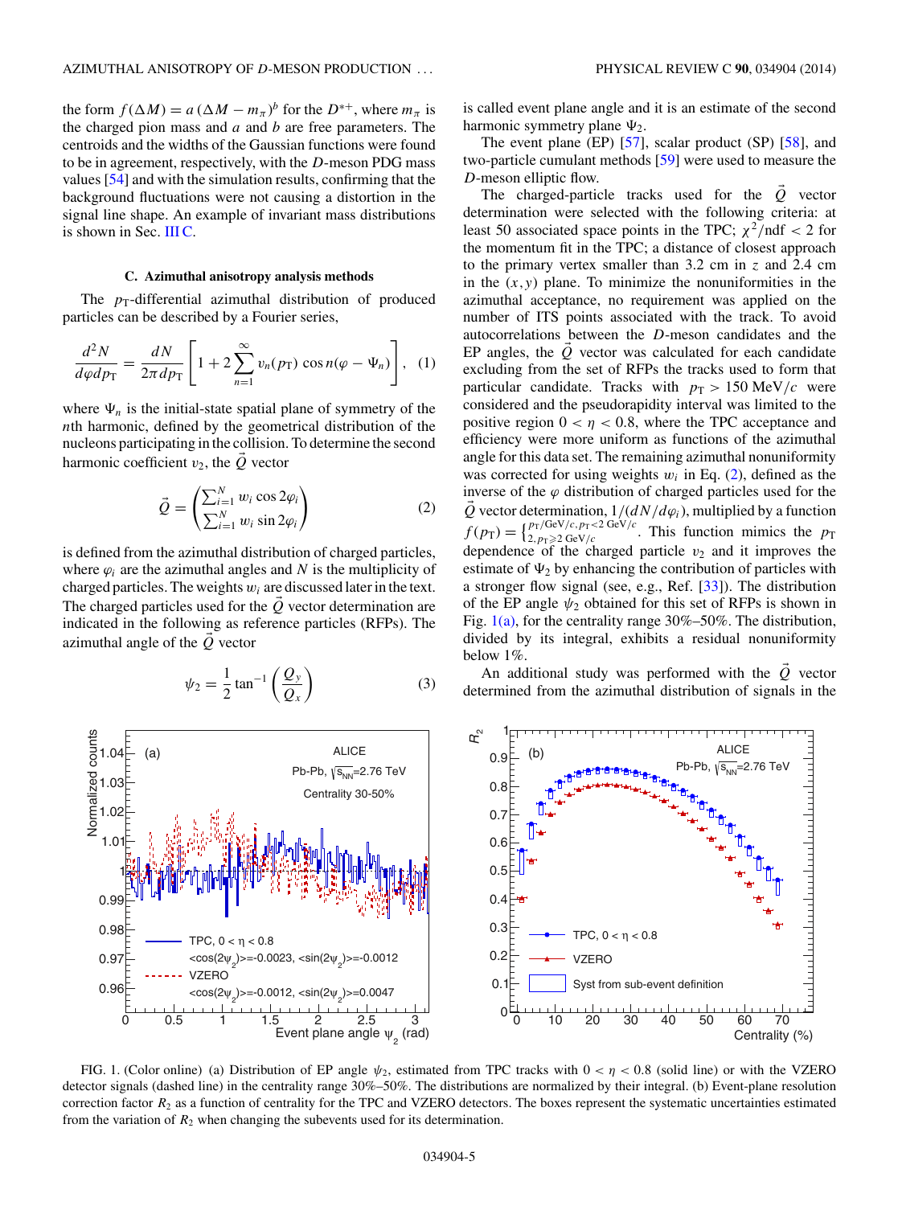the form $f(\Delta M) = a\,(\Delta M - m_\pi)^b$ for the $D^{*+}$, where $m_\pi$ is the charged pion mass and $a$ and $b$ are free parameters. The centroids and the widths of the Gaussian functions were found to be in agreement, respectively, with the $D$-meson PDG mass values [54] and with the simulation results, confirming that the background fluctuations were not causing a distortion in the signal line shape. An example of invariant mass distributions is shown in Sec. III C.

### C. Azimuthal anisotropy analysis methods

The $p_{\rm T}$-differential azimuthal distribution of produced particles can be described by a Fourier series,

$$\frac{d^2N}{d\varphi dp_{\rm T}} = \frac{dN}{2\pi\, dp_{\rm T}}\left[1 + 2\sum_{n=1}^{\infty} v_n(p_{\rm T})\cos n(\varphi - \Psi_n)\right], \quad (1)$$

where $\Psi_n$ is the initial-state spatial plane of symmetry of the $n$th harmonic, defined by the geometrical distribution of the nucleons participating in the collision. To determine the second harmonic coefficient $v_2$, the $\vec{Q}$ vector

$$\vec{Q} = \begin{pmatrix} \sum_{i=1}^{N} w_i \cos 2\varphi_i \\ \sum_{i=1}^{N} w_i \sin 2\varphi_i \end{pmatrix} \quad (2)$$

is defined from the azimuthal distribution of charged particles, where $\varphi_i$ are the azimuthal angles and $N$ is the multiplicity of charged particles. The weights $w_i$ are discussed later in the text. The charged particles used for the $\vec{Q}$ vector determination are indicated in the following as reference particles (RFPs). The azimuthal angle of the $\vec{Q}$ vector

$$\psi_2 = \frac{1}{2}\tan^{-1}\left(\frac{Q_y}{Q_x}\right) \quad (3)$$

is called event plane angle and it is an estimate of the second harmonic symmetry plane $\Psi_2$.

The event plane (EP) [57], scalar product (SP) [58], and two-particle cumulant methods [59] were used to measure the $D$-meson elliptic flow.

The charged-particle tracks used for the $\vec{Q}$ vector determination were selected with the following criteria: at least 50 associated space points in the TPC; $\chi^2/\text{ndf} < 2$ for the momentum fit in the TPC; a distance of closest approach to the primary vertex smaller than 3.2 cm in $z$ and 2.4 cm in the $(x,y)$ plane. To minimize the nonuniformities in the azimuthal acceptance, no requirement was applied on the number of ITS points associated with the track. To avoid autocorrelations between the $D$-meson candidates and the EP angles, the $\vec{Q}$ vector was calculated for each candidate excluding from the set of RFPs the tracks used to form that particular candidate. Tracks with $p_{\rm T} > 150$ MeV/$c$ were considered and the pseudorapidity interval was limited to the positive region $0 < \eta < 0.8$, where the TPC acceptance and efficiency were more uniform as functions of the azimuthal angle for this data set. The remaining azimuthal nonuniformity was corrected for using weights $w_i$ in Eq. (2), defined as the inverse of the $\varphi$ distribution of charged particles used for the $\vec{Q}$ vector determination, $1/(dN/d\varphi_i)$, multiplied by a function $f(p_{\rm T}) = \begin{cases} p_{\rm T}/\text{GeV}/c, & p_{\rm T} < 2\ \text{GeV}/c \\ 2, & p_{\rm T} \geqslant 2\ \text{GeV}/c \end{cases}$. This function mimics the $p_{\rm T}$ dependence of the charged particle $v_2$ and it improves the estimate of $\Psi_2$ by enhancing the contribution of particles with a stronger flow signal (see, e.g., Ref. [33]). The distribution of the EP angle $\psi_2$ obtained for this set of RFPs is shown in Fig. 1(a), for the centrality range 30%–50%. The distribution, divided by its integral, exhibits a residual nonuniformity below 1%.

An additional study was performed with the $\vec{Q}$ vector determined from the azimuthal distribution of signals in the

FIG. 1. (Color online) (a) Distribution of EP angle $\psi_2$, estimated from TPC tracks with $0 < \eta < 0.8$ (solid line) or with the VZERO detector signals (dashed line) in the centrality range 30%–50%. The distributions are normalized by their integral. (b) Event-plane resolution correction factor $R_2$ as a function of centrality for the TPC and VZERO detectors. The boxes represent the systematic uncertainties estimated from the variation of $R_2$ when changing the subevents used for its determination.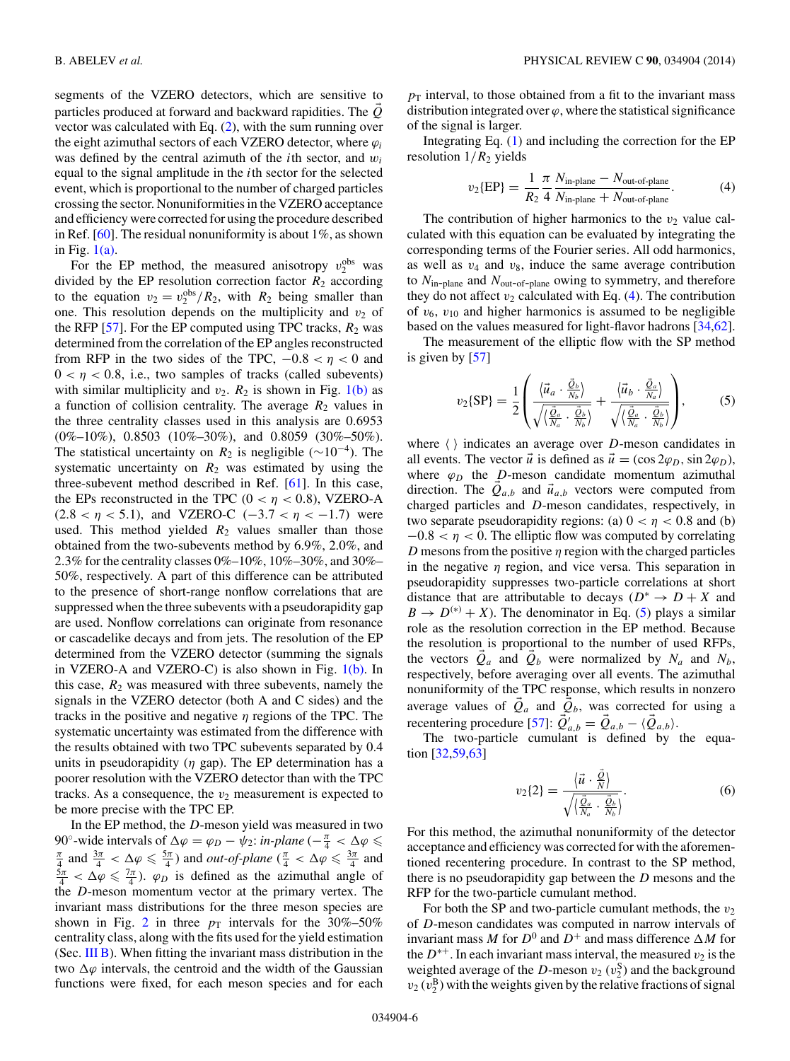segments of the VZERO detectors, which are sensitive to particles produced at forward and backward rapidities. The $\vec{Q}$ vector was calculated with Eq. (2), with the sum running over the eight azimuthal sectors of each VZERO detector, where $\varphi_i$ was defined by the central azimuth of the $i$th sector, and $w_i$ equal to the signal amplitude in the $i$th sector for the selected event, which is proportional to the number of charged particles crossing the sector. Nonuniformities in the VZERO acceptance and efficiency were corrected for using the procedure described in Ref. [60]. The residual nonuniformity is about 1%, as shown in Fig. 1(a).

For the EP method, the measured anisotropy $v_2^{\rm obs}$ was divided by the EP resolution correction factor $R_2$ according to the equation $v_2 = v_2^{\rm obs}/R_2$, with $R_2$ being smaller than one. This resolution depends on the multiplicity and $v_2$ of the RFP [57]. For the EP computed using TPC tracks, $R_2$ was determined from the correlation of the EP angles reconstructed from RFP in the two sides of the TPC, $-0.8 < \eta < 0$ and $0 < \eta < 0.8$, i.e., two samples of tracks (called subevents) with similar multiplicity and $v_2$. $R_2$ is shown in Fig. 1(b) as a function of collision centrality. The average $R_2$ values in the three centrality classes used in this analysis are 0.6953 (0%–10%), 0.8503 (10%–30%), and 0.8059 (30%–50%). The statistical uncertainty on $R_2$ is negligible ($\sim 10^{-4}$). The systematic uncertainty on $R_2$ was estimated by using the three-subevent method described in Ref. [61]. In this case, the EPs reconstructed in the TPC ($0 < \eta < 0.8$), VZERO-A ($2.8 < \eta < 5.1$), and VZERO-C ($-3.7 < \eta < -1.7$) were used. This method yielded $R_2$ values smaller than those obtained from the two-subevents method by 6.9%, 2.0%, and 2.3% for the centrality classes 0%–10%, 10%–30%, and 30%–50%, respectively. A part of this difference can be attributed to the presence of short-range nonflow correlations that are suppressed when the three subevents with a pseudorapidity gap are used. Nonflow correlations can originate from resonance or cascadelike decays and from jets. The resolution of the EP determined from the VZERO detector (summing the signals in VZERO-A and VZERO-C) is also shown in Fig. 1(b). In this case, $R_2$ was measured with three subevents, namely the signals in the VZERO detector (both A and C sides) and the tracks in the positive and negative $\eta$ regions of the TPC. The systematic uncertainty was estimated from the difference with the results obtained with two TPC subevents separated by 0.4 units in pseudorapidity ($\eta$ gap). The EP determination has a poorer resolution with the VZERO detector than with the TPC tracks. As a consequence, the $v_2$ measurement is expected to be more precise with the TPC EP.

In the EP method, the $D$-meson yield was measured in two 90°-wide intervals of $\Delta\varphi = \varphi_D - \psi_2$: *in-plane* ($-\frac{\pi}{4} < \Delta\varphi \leqslant \frac{\pi}{4}$ and $\frac{3\pi}{4} < \Delta\varphi \leqslant \frac{5\pi}{4}$) and *out-of-plane* ($\frac{\pi}{4} < \Delta\varphi \leqslant \frac{3\pi}{4}$ and $\frac{5\pi}{4} < \Delta\varphi \leqslant \frac{7\pi}{4}$). $\varphi_D$ is defined as the azimuthal angle of the $D$-meson momentum vector at the primary vertex. The invariant mass distributions for the three meson species are shown in Fig. 2 in three $p_{\rm T}$ intervals for the 30%–50% centrality class, along with the fits used for the yield estimation (Sec. III B). When fitting the invariant mass distribution in the two $\Delta\varphi$ intervals, the centroid and the width of the Gaussian functions were fixed, for each meson species and for each $p_{\rm T}$ interval, to those obtained from a fit to the invariant mass distribution integrated over $\varphi$, where the statistical significance of the signal is larger.

Integrating Eq. (1) and including the correction for the EP resolution $1/R_2$ yields

$$v_2\{\rm EP\} = \frac{1}{R_2}\,\frac{\pi}{4}\,\frac{N_{\rm in\text{-}plane} - N_{\rm out\text{-}of\text{-}plane}}{N_{\rm in\text{-}plane} + N_{\rm out\text{-}of\text{-}plane}}. \tag{4}$$

The contribution of higher harmonics to the $v_2$ value calculated with this equation can be evaluated by integrating the corresponding terms of the Fourier series. All odd harmonics, as well as $v_4$ and $v_8$, induce the same average contribution to $N_{\rm in\text{-}plane}$ and $N_{\rm out\text{-}of\text{-}plane}$ owing to symmetry, and therefore they do not affect $v_2$ calculated with Eq. (4). The contribution of $v_6$, $v_{10}$ and higher harmonics is assumed to be negligible based on the values measured for light-flavor hadrons [34,62].

The measurement of the elliptic flow with the SP method is given by [57]

$$v_2\{\rm SP\} = \frac{1}{2}\left(\frac{\left\langle \vec{u}_a \cdot \frac{\vec{Q}_b}{N_b}\right\rangle}{\sqrt{\left\langle \frac{\vec{Q}_a}{N_a}\cdot\frac{\vec{Q}_b}{N_b}\right\rangle}} + \frac{\left\langle \vec{u}_b \cdot \frac{\vec{Q}_a}{N_a}\right\rangle}{\sqrt{\left\langle \frac{\vec{Q}_a}{N_a}\cdot\frac{\vec{Q}_b}{N_b}\right\rangle}}\right), \tag{5}$$

where $\langle\ \rangle$ indicates an average over $D$-meson candidates in all events. The vector $\vec{u}$ is defined as $\vec{u} = (\cos 2\varphi_D, \sin 2\varphi_D)$, where $\varphi_D$ the $D$-meson candidate momentum azimuthal direction. The $\vec{Q}_{a,b}$ and $\vec{u}_{a,b}$ vectors were computed from charged particles and $D$-meson candidates, respectively, in two separate pseudorapidity regions: (a) $0 < \eta < 0.8$ and (b) $-0.8 < \eta < 0$. The elliptic flow was computed by correlating $D$ mesons from the positive $\eta$ region with the charged particles in the negative $\eta$ region, and vice versa. This separation in pseudorapidity suppresses two-particle correlations at short distance that are attributable to decays ($D^* \to D + X$ and $B \to D^{(*)} + X$). The denominator in Eq. (5) plays a similar role as the resolution correction in the EP method. Because the resolution is proportional to the number of used RFPs, the vectors $\vec{Q}_a$ and $\vec{Q}_b$ were normalized by $N_a$ and $N_b$, respectively, before averaging over all events. The azimuthal nonuniformity of the TPC response, which results in nonzero average values of $\vec{Q}_a$ and $\vec{Q}_b$, was corrected for using a recentering procedure [57]: $\vec{Q}'_{a,b} = \vec{Q}_{a,b} - \langle\vec{Q}_{a,b}\rangle$.

The two-particle cumulant is defined by the equation [32,59,63]

$$v_2\{2\} = \frac{\left\langle \vec{u}\cdot\frac{\vec{Q}}{N}\right\rangle}{\sqrt{\left\langle \frac{\vec{Q}_a}{N_a}\cdot\frac{\vec{Q}_b}{N_b}\right\rangle}}. \tag{6}$$

For this method, the azimuthal nonuniformity of the detector acceptance and efficiency was corrected for with the aforementioned recentering procedure. In contrast to the SP method, there is no pseudorapidity gap between the $D$ mesons and the RFP for the two-particle cumulant method.

For both the SP and two-particle cumulant methods, the $v_2$ of $D$-meson candidates was computed in narrow intervals of invariant mass $M$ for $D^0$ and $D^+$ and mass difference $\Delta M$ for the $D^{*+}$. In each invariant mass interval, the measured $v_2$ is the weighted average of the $D$-meson $v_2$ ($v_2^{\rm S}$) and the background $v_2$ ($v_2^{\rm B}$) with the weights given by the relative fractions of signal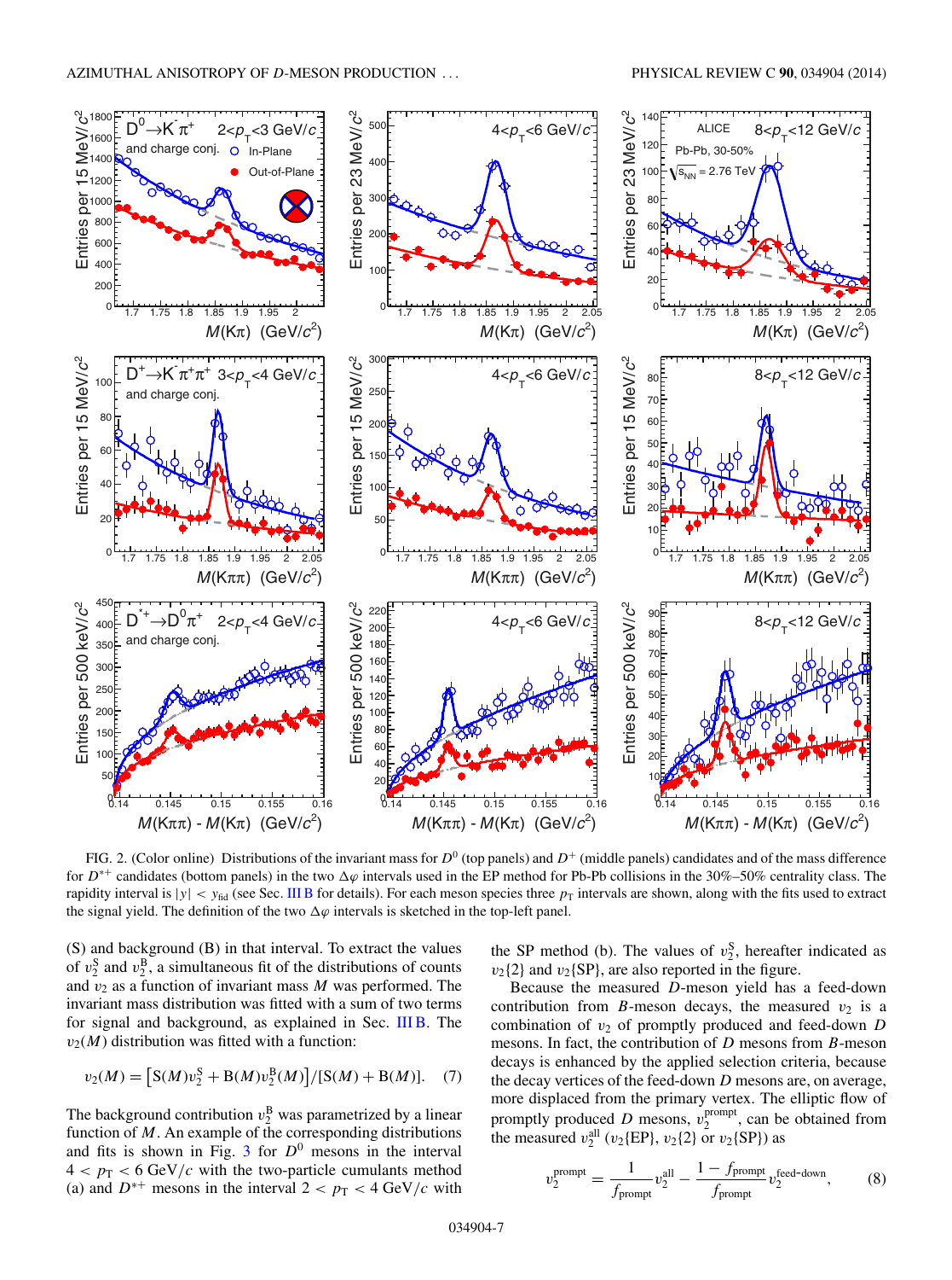FIG. 2. (Color online) Distributions of the invariant mass for $D^0$ (top panels) and $D^+$ (middle panels) candidates and of the mass difference for $D^{*+}$ candidates (bottom panels) in the two $\Delta\varphi$ intervals used in the EP method for Pb-Pb collisions in the 30%–50% centrality class. The rapidity interval is $|y| < y_{\rm fid}$ (see Sec. III B for details). For each meson species three $p_{\rm T}$ intervals are shown, along with the fits used to extract the signal yield. The definition of the two $\Delta\varphi$ intervals is sketched in the top-left panel.

(S) and background (B) in that interval. To extract the values of $v_2^{\rm S}$ and $v_2^{\rm B}$, a simultaneous fit of the distributions of counts and $v_2$ as a function of invariant mass $M$ was performed. The invariant mass distribution was fitted with a sum of two terms for signal and background, as explained in Sec. III B. The $v_2(M)$ distribution was fitted with a function:

$$v_2(M) = \left[{\rm S}(M)v_2^{\rm S} + {\rm B}(M)v_2^{\rm B}(M)\right]/[{\rm S}(M) + {\rm B}(M)]. \quad (7)$$

The background contribution $v_2^{\rm B}$ was parametrized by a linear function of $M$. An example of the corresponding distributions and fits is shown in Fig. 3 for $D^0$ mesons in the interval $4 < p_{\rm T} < 6$ GeV/$c$ with the two-particle cumulants method (a) and $D^{*+}$ mesons in the interval $2 < p_{\rm T} < 4$ GeV/$c$ with the SP method (b). The values of $v_2^{\rm S}$, hereafter indicated as $v_2\{2\}$ and $v_2\{{\rm SP}\}$, are also reported in the figure.

Because the measured $D$-meson yield has a feed-down contribution from $B$-meson decays, the measured $v_2$ is a combination of $v_2$ of promptly produced and feed-down $D$ mesons. In fact, the contribution of $D$ mesons from $B$-meson decays is enhanced by the applied selection criteria, because the decay vertices of the feed-down $D$ mesons are, on average, more displaced from the primary vertex. The elliptic flow of promptly produced $D$ mesons, $v_2^{\rm prompt}$, can be obtained from the measured $v_2^{\rm all}$ ($v_2\{{\rm EP}\}$, $v_2\{2\}$ or $v_2\{{\rm SP}\}$) as

$$v_2^{\rm prompt} = \frac{1}{f_{\rm prompt}} v_2^{\rm all} - \frac{1 - f_{\rm prompt}}{f_{\rm prompt}} v_2^{\rm feed\text{-}down}, \quad (8)$$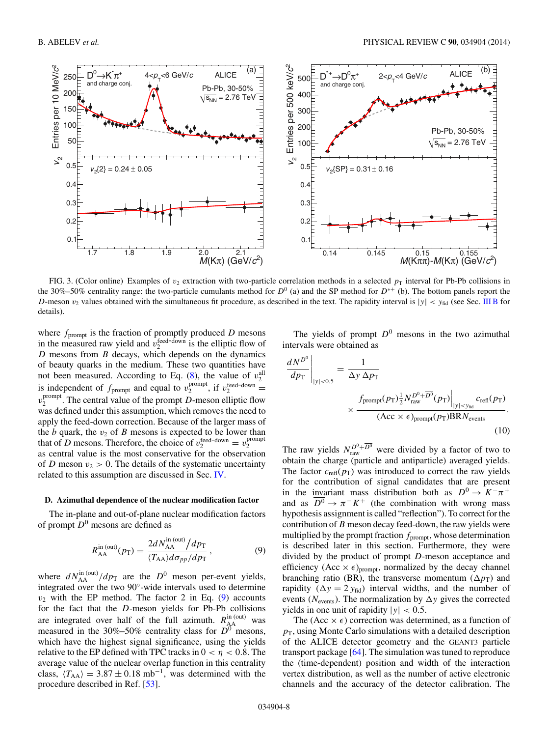FIG. 3. (Color online) Examples of $v_2$ extraction with two-particle correlation methods in a selected $p_T$ interval for Pb-Pb collisions in the 30%–50% centrality range: the two-particle cumulants method for $D^0$ (a) and the SP method for $D^{*+}$ (b). The bottom panels report the $D$-meson $v_2$ values obtained with the simultaneous fit procedure, as described in the text. The rapidity interval is $|y| < y_{\text{fid}}$ (see Sec. III B for details).

where $f_{\text{prompt}}$ is the fraction of promptly produced $D$ mesons in the measured raw yield and $v_2^{\text{feed-down}}$ is the elliptic flow of $D$ mesons from $B$ decays, which depends on the dynamics of beauty quarks in the medium. These two quantities have not been measured. According to Eq. (8), the value of $v_2^{\text{all}}$ is independent of $f_{\text{prompt}}$ and equal to $v_2^{\text{prompt}}$, if $v_2^{\text{feed-down}} = v_2^{\text{prompt}}$. The central value of the prompt $D$-meson elliptic flow was defined under this assumption, which removes the need to apply the feed-down correction. Because of the larger mass of the $b$ quark, the $v_2$ of $B$ mesons is expected to be lower than that of $D$ mesons. Therefore, the choice of $v_2^{\text{feed-down}} = v_2^{\text{prompt}}$ as central value is the most conservative for the observation of $D$ meson $v_2 > 0$. The details of the systematic uncertainty related to this assumption are discussed in Sec. IV.

#### D. Azimuthal dependence of the nuclear modification factor

The in-plane and out-of-plane nuclear modification factors of prompt $D^0$ mesons are defined as

$$R_{\text{AA}}^{\text{in (out)}}(p_T) = \frac{2dN_{\text{AA}}^{\text{in (out)}}/dp_T}{\langle T_{\text{AA}}\rangle d\sigma_{pp}/dp_T}, \tag{9}$$

where $dN_{\text{AA}}^{\text{in (out)}}/dp_T$ are the $D^0$ meson per-event yields, integrated over the two 90°-wide intervals used to determine $v_2$ with the EP method. The factor 2 in Eq. (9) accounts for the fact that the $D$-meson yields for Pb-Pb collisions are integrated over half of the full azimuth. $R_{\text{AA}}^{\text{in (out)}}$ was measured in the 30%–50% centrality class for $D^0$ mesons, which have the highest signal significance, using the yields relative to the EP defined with TPC tracks in $0 < \eta < 0.8$. The average value of the nuclear overlap function in this centrality class, $\langle T_{\text{AA}}\rangle = 3.87 \pm 0.18$ mb$^{-1}$, was determined with the procedure described in Ref. [53].

The yields of prompt $D^0$ mesons in the two azimuthal intervals were obtained as

$$\left.\frac{dN^{D^0}}{dp_T}\right|_{|y|<0.5} = \frac{1}{\Delta y\, \Delta p_T} \times \frac{f_{\text{prompt}}(p_T)\frac{1}{2}N_{\text{raw}}^{D^0+\overline{D^0}}(p_T)\Big|_{|y|<y_{\text{fid}}} c_{\text{refl}}(p_T)}{(\text{Acc}\times\epsilon)_{\text{prompt}}(p_T)\text{BR}N_{\text{events}}}. \tag{10}$$

The raw yields $N_{\text{raw}}^{D^0+\overline{D^0}}$ were divided by a factor of two to obtain the charge (particle and antiparticle) averaged yields. The factor $c_{\text{refl}}(p_T)$ was introduced to correct the raw yields for the contribution of signal candidates that are present in the invariant mass distribution both as $D^0 \to K^-\pi^+$ and as $\overline{D^0} \to \pi^- K^+$ (the combination with wrong mass hypothesis assignment is called "reflection"). To correct for the contribution of $B$ meson decay feed-down, the raw yields were multiplied by the prompt fraction $f_{\text{prompt}}$, whose determination is described later in this section. Furthermore, they were divided by the product of prompt $D$-meson acceptance and efficiency $(\text{Acc}\times\epsilon)_{\text{prompt}}$, normalized by the decay channel branching ratio (BR), the transverse momentum ($\Delta p_T$) and rapidity ($\Delta y = 2\, y_{\text{fid}}$) interval widths, and the number of events ($N_{\text{events}}$). The normalization by $\Delta y$ gives the corrected yields in one unit of rapidity $|y| < 0.5$.

The $(\text{Acc}\times\epsilon)$ correction was determined, as a function of $p_T$, using Monte Carlo simulations with a detailed description of the ALICE detector geometry and the GEANT3 particle transport package [64]. The simulation was tuned to reproduce the (time-dependent) position and width of the interaction vertex distribution, as well as the number of active electronic channels and the accuracy of the detector calibration. The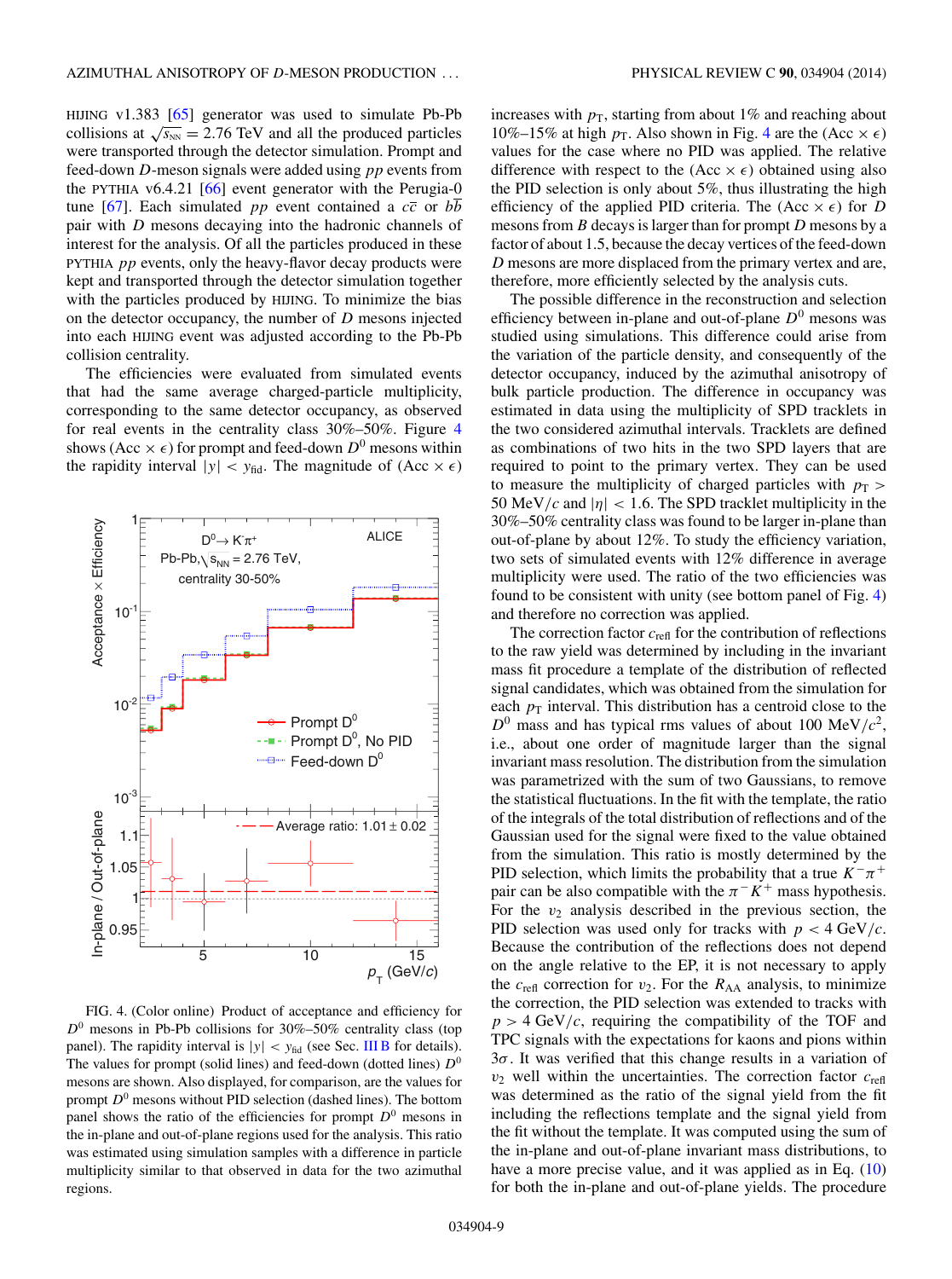HIJING v1.383 [65] generator was used to simulate Pb-Pb collisions at $\sqrt{s_{NN}} = 2.76$ TeV and all the produced particles were transported through the detector simulation. Prompt and feed-down $D$-meson signals were added using $pp$ events from the PYTHIA v6.4.21 [66] event generator with the Perugia-0 tune [67]. Each simulated $pp$ event contained a $c\bar{c}$ or $b\bar{b}$ pair with $D$ mesons decaying into the hadronic channels of interest for the analysis. Of all the particles produced in these PYTHIA $pp$ events, only the heavy-flavor decay products were kept and transported through the detector simulation together with the particles produced by HIJING. To minimize the bias on the detector occupancy, the number of $D$ mesons injected into each HIJING event was adjusted according to the Pb-Pb collision centrality.

The efficiencies were evaluated from simulated events that had the same average charged-particle multiplicity, corresponding to the same detector occupancy, as observed for real events in the centrality class 30%–50%. Figure 4 shows (Acc × $\epsilon$) for prompt and feed-down $D^0$ mesons within the rapidity interval $|y| < y_{\rm fid}$. The magnitude of (Acc × $\epsilon$) increases with $p_T$, starting from about 1% and reaching about 10%–15% at high $p_T$. Also shown in Fig. 4 are the (Acc × $\epsilon$) values for the case where no PID was applied. The relative difference with respect to the (Acc × $\epsilon$) obtained using also the PID selection is only about 5%, thus illustrating the high efficiency of the applied PID criteria. The (Acc × $\epsilon$) for $D$ mesons from $B$ decays is larger than for prompt $D$ mesons by a factor of about 1.5, because the decay vertices of the feed-down $D$ mesons are more displaced from the primary vertex and are, therefore, more efficiently selected by the analysis cuts.

FIG. 4. (Color online) Product of acceptance and efficiency for $D^0$ mesons in Pb-Pb collisions for 30%–50% centrality class (top panel). The rapidity interval is $|y| < y_{\rm fid}$ (see Sec. III B for details). The values for prompt (solid lines) and feed-down (dotted lines) $D^0$ mesons are shown. Also displayed, for comparison, are the values for prompt $D^0$ mesons without PID selection (dashed lines). The bottom panel shows the ratio of the efficiencies for prompt $D^0$ mesons in the in-plane and out-of-plane regions used for the analysis. This ratio was estimated using simulation samples with a difference in particle multiplicity similar to that observed in data for the two azimuthal regions.

The possible difference in the reconstruction and selection efficiency between in-plane and out-of-plane $D^0$ mesons was studied using simulations. This difference could arise from the variation of the particle density, and consequently of the detector occupancy, induced by the azimuthal anisotropy of bulk particle production. The difference in occupancy was estimated in data using the multiplicity of SPD tracklets in the two considered azimuthal intervals. Tracklets are defined as combinations of two hits in the two SPD layers that are required to point to the primary vertex. They can be used to measure the multiplicity of charged particles with $p_T > 50$ MeV/$c$ and $|\eta| < 1.6$. The SPD tracklet multiplicity in the 30%–50% centrality class was found to be larger in-plane than out-of-plane by about 12%. To study the efficiency variation, two sets of simulated events with 12% difference in average multiplicity were used. The ratio of the two efficiencies was found to be consistent with unity (see bottom panel of Fig. 4) and therefore no correction was applied.

The correction factor $c_{\rm refl}$ for the contribution of reflections to the raw yield was determined by including in the invariant mass fit procedure a template of the distribution of reflected signal candidates, which was obtained from the simulation for each $p_T$ interval. This distribution has a centroid close to the $D^0$ mass and has typical rms values of about 100 MeV/$c^2$, i.e., about one order of magnitude larger than the signal invariant mass resolution. The distribution from the simulation was parametrized with the sum of two Gaussians, to remove the statistical fluctuations. In the fit with the template, the ratio of the integrals of the total distribution of reflections and of the Gaussian used for the signal were fixed to the value obtained from the simulation. This ratio is mostly determined by the PID selection, which limits the probability that a true $K^-\pi^+$ pair can be also compatible with the $\pi^-K^+$ mass hypothesis. For the $v_2$ analysis described in the previous section, the PID selection was used only for tracks with $p < 4$ GeV/$c$. Because the contribution of the reflections does not depend on the angle relative to the EP, it is not necessary to apply the $c_{\rm refl}$ correction for $v_2$. For the $R_{AA}$ analysis, to minimize the correction, the PID selection was extended to tracks with $p > 4$ GeV/$c$, requiring the compatibility of the TOF and TPC signals with the expectations for kaons and pions within $3\sigma$. It was verified that this change results in a variation of $v_2$ well within the uncertainties. The correction factor $c_{\rm refl}$ was determined as the ratio of the signal yield from the fit including the reflections template and the signal yield from the fit without the template. It was computed using the sum of the in-plane and out-of-plane invariant mass distributions, to have a more precise value, and it was applied as in Eq. (10) for both the in-plane and out-of-plane yields. The procedure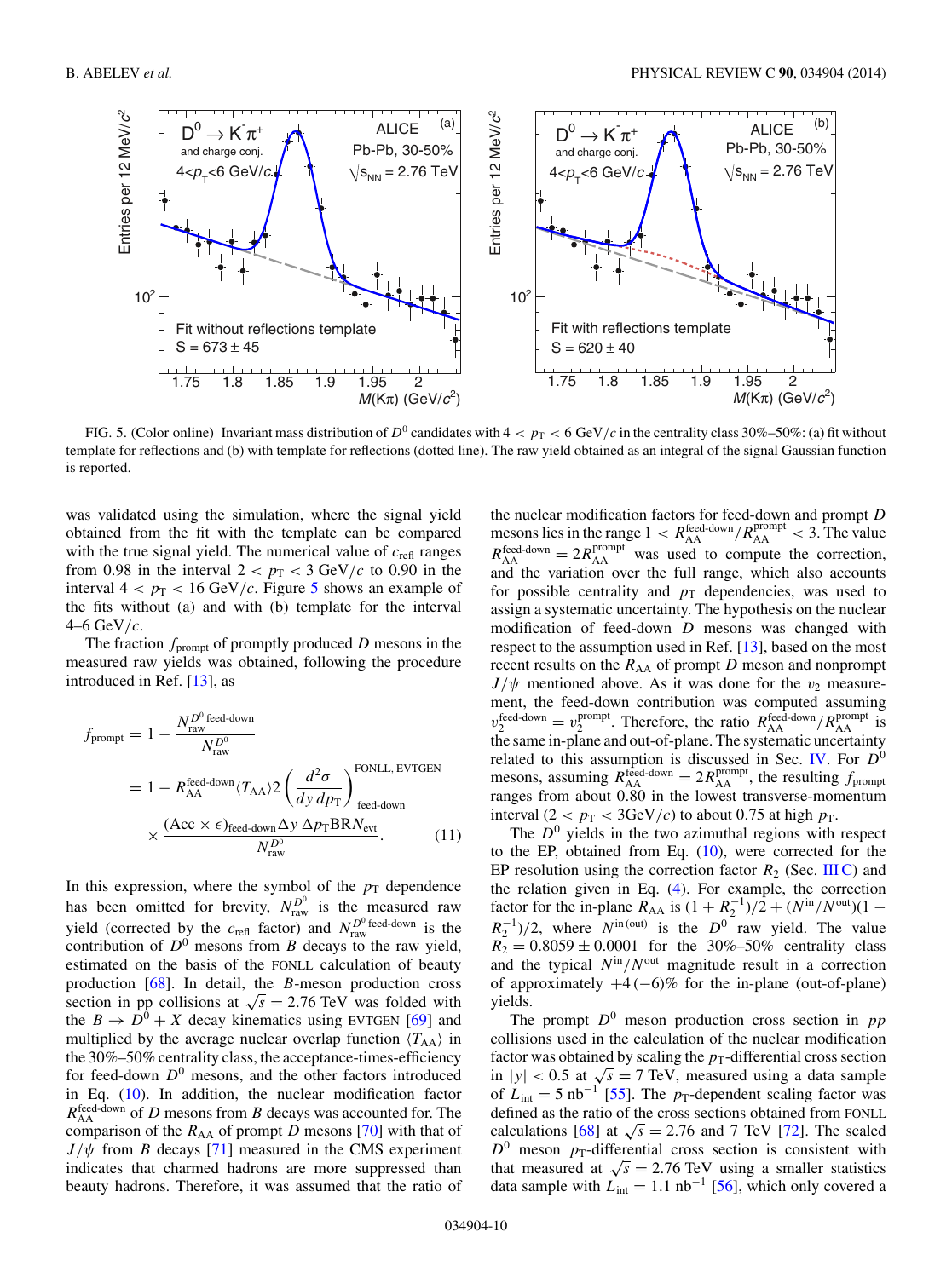FIG. 5. (Color online) Invariant mass distribution of $D^0$ candidates with $4 < p_T < 6$ GeV/$c$ in the centrality class 30%–50%: (a) fit without template for reflections and (b) with template for reflections (dotted line). The raw yield obtained as an integral of the signal Gaussian function is reported.

was validated using the simulation, where the signal yield obtained from the fit with the template can be compared with the true signal yield. The numerical value of $c_{\text{refl}}$ ranges from 0.98 in the interval $2 < p_T < 3$ GeV/$c$ to 0.90 in the interval $4 < p_T < 16$ GeV/$c$. Figure 5 shows an example of the fits without (a) and with (b) template for the interval 4–6 GeV/$c$.

The fraction $f_{\text{prompt}}$ of promptly produced $D$ mesons in the measured raw yields was obtained, following the procedure introduced in Ref. [13], as

$$
\begin{aligned}
f_{\text{prompt}} &= 1 - \frac{N_{\text{raw}}^{D^0\,\text{feed-down}}}{N_{\text{raw}}^{D^0}} \\
&= 1 - R_{\text{AA}}^{\text{feed-down}} \langle T_{\text{AA}} \rangle 2 \left( \frac{d^2\sigma}{dy\,dp_T} \right)_{\text{feed-down}}^{\text{FONLL, EVTGEN}} \\
&\quad \times \frac{(\text{Acc} \times \epsilon)_{\text{feed-down}} \Delta y \, \Delta p_T \text{BR} N_{\text{evt}}}{N_{\text{raw}}^{D^0}}. \qquad (11)
\end{aligned}
$$

In this expression, where the symbol of the $p_T$ dependence has been omitted for brevity, $N_{\text{raw}}^{D^0}$ is the measured raw yield (corrected by the $c_{\text{refl}}$ factor) and $N_{\text{raw}}^{D^0\,\text{feed-down}}$ is the contribution of $D^0$ mesons from $B$ decays to the raw yield, estimated on the basis of the FONLL calculation of beauty production [68]. In detail, the $B$-meson production cross section in pp collisions at $\sqrt{s} = 2.76$ TeV was folded with the $B \rightarrow D^0 + X$ decay kinematics using EVTGEN [69] and multiplied by the average nuclear overlap function $\langle T_{\text{AA}} \rangle$ in the 30%–50% centrality class, the acceptance-times-efficiency for feed-down $D^0$ mesons, and the other factors introduced in Eq. (10). In addition, the nuclear modification factor $R_{\text{AA}}^{\text{feed-down}}$ of $D$ mesons from $B$ decays was accounted for. The comparison of the $R_{\text{AA}}$ of prompt $D$ mesons [70] with that of $J/\psi$ from $B$ decays [71] measured in the CMS experiment indicates that charmed hadrons are more suppressed than beauty hadrons. Therefore, it was assumed that the ratio of the nuclear modification factors for feed-down and prompt $D$ mesons lies in the range $1 < R_{\text{AA}}^{\text{feed-down}}/R_{\text{AA}}^{\text{prompt}} < 3$. The value $R_{\text{AA}}^{\text{feed-down}} = 2R_{\text{AA}}^{\text{prompt}}$ was used to compute the correction, and the variation over the full range, which also accounts for possible centrality and $p_T$ dependencies, was used to assign a systematic uncertainty. The hypothesis on the nuclear modification of feed-down $D$ mesons was changed with respect to the assumption used in Ref. [13], based on the most recent results on the $R_{\text{AA}}$ of prompt $D$ meson and nonprompt $J/\psi$ mentioned above. As it was done for the $v_2$ measurement, the feed-down contribution was computed assuming $v_2^{\text{feed-down}} = v_2^{\text{prompt}}$. Therefore, the ratio $R_{\text{AA}}^{\text{feed-down}}/R_{\text{AA}}^{\text{prompt}}$ is the same in-plane and out-of-plane. The systematic uncertainty related to this assumption is discussed in Sec. IV. For $D^0$ mesons, assuming $R_{\text{AA}}^{\text{feed-down}} = 2R_{\text{AA}}^{\text{prompt}}$, the resulting $f_{\text{prompt}}$ ranges from about 0.80 in the lowest transverse-momentum interval ($2 < p_T < 3$GeV/$c$) to about 0.75 at high $p_T$.

The $D^0$ yields in the two azimuthal regions with respect to the EP, obtained from Eq. (10), were corrected for the EP resolution using the correction factor $R_2$ (Sec. III C) and the relation given in Eq. (4). For example, the correction factor for the in-plane $R_{\text{AA}}$ is $(1 + R_2^{-1})/2 + (N^{\text{in}}/N^{\text{out}})(1 - R_2^{-1})/2$, where $N^{\text{in(out)}}$ is the $D^0$ raw yield. The value $R_2 = 0.8059 \pm 0.0001$ for the 30%–50% centrality class and the typical $N^{\text{in}}/N^{\text{out}}$ magnitude result in a correction of approximately $+4\,(-6)$% for the in-plane (out-of-plane) yields.

The prompt $D^0$ meson production cross section in $pp$ collisions used in the calculation of the nuclear modification factor was obtained by scaling the $p_T$-differential cross section in $|y| < 0.5$ at $\sqrt{s} = 7$ TeV, measured using a data sample of $L_{\text{int}} = 5$ nb$^{-1}$ [55]. The $p_T$-dependent scaling factor was defined as the ratio of the cross sections obtained from FONLL calculations [68] at $\sqrt{s} = 2.76$ and 7 TeV [72]. The scaled $D^0$ meson $p_T$-differential cross section is consistent with that measured at $\sqrt{s} = 2.76$ TeV using a smaller statistics data sample with $L_{\text{int}} = 1.1$ nb$^{-1}$ [56], which only covered a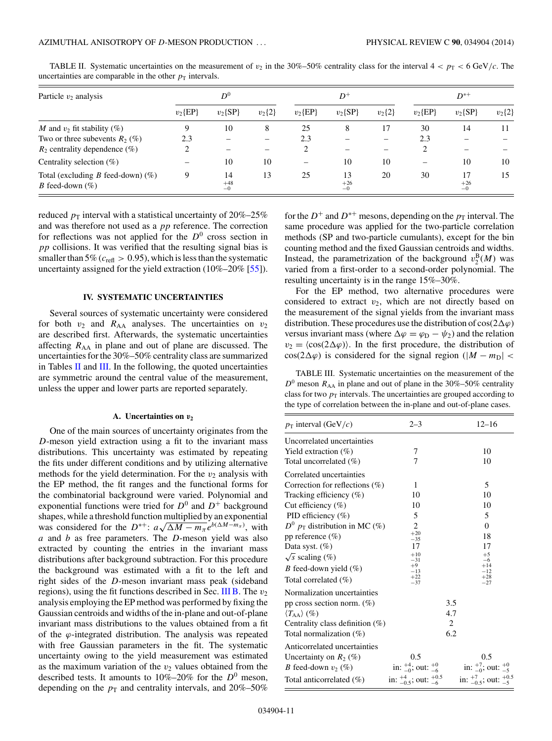TABLE II. Systematic uncertainties on the measurement of $v_2$ in the 30%–50% centrality class for the interval $4 < p_T < 6$ GeV/$c$. The uncertainties are comparable in the other $p_T$ intervals.

| Particle $v_2$ analysis | $D^0$ | | | $D^+$ | | | $D^{*+}$ | | |
|---|---|---|---|---|---|---|---|---|---|
| | $v_2\{\mathrm{EP}\}$ | $v_2\{\mathrm{SP}\}$ | $v_2\{2\}$ | $v_2\{\mathrm{EP}\}$ | $v_2\{\mathrm{SP}\}$ | $v_2\{2\}$ | $v_2\{\mathrm{EP}\}$ | $v_2\{\mathrm{SP}\}$ | $v_2\{2\}$ |
| $M$ and $v_2$ fit stability (%) | 9 | 10 | 8 | 25 | 8 | 17 | 30 | 14 | 11 |
| Two or three subevents $R_2$ (%) | 2.3 | – | – | 2.3 | – | – | 2.3 | – | – |
| $R_2$ centrality dependence (%) | 2 | – | – | 2 | – | – | 2 | – | – |
| Centrality selection (%) | – | 10 | 10 | – | 10 | 10 | – | 10 | 10 |
| Total (excluding $B$ feed-down) (%) | 9 | 14 | 13 | 25 | 13 | 20 | 30 | 17 | 15 |
| $B$ feed-down (%) | | $^{+48}_{-0}$ | | | $^{+26}_{-0}$ | | | $^{+26}_{-0}$ | |

reduced $p_T$ interval with a statistical uncertainty of 20%–25% and was therefore not used as a $pp$ reference. The correction for reflections was not applied for the $D^0$ cross section in $pp$ collisions. It was verified that the resulting signal bias is smaller than 5% ($c_{\mathrm{refl}} > 0.95$), which is less than the systematic uncertainty assigned for the yield extraction (10%–20% [55]).

## IV. SYSTEMATIC UNCERTAINTIES

Several sources of systematic uncertainty were considered for both $v_2$ and $R_{AA}$ analyses. The uncertainties on $v_2$ are described first. Afterwards, the systematic uncertainties affecting $R_{AA}$ in plane and out of plane are discussed. The uncertainties for the 30%–50% centrality class are summarized in Tables II and III. In the following, the quoted uncertainties are symmetric around the central value of the measurement, unless the upper and lower parts are reported separately.

### A. Uncertainties on $v_2$

One of the main sources of uncertainty originates from the $D$-meson yield extraction using a fit to the invariant mass distributions. This uncertainty was estimated by repeating the fits under different conditions and by utilizing alternative methods for the yield determination. For the $v_2$ analysis with the EP method, the fit ranges and the functional forms for the combinatorial background were varied. Polynomial and exponential functions were tried for $D^0$ and $D^+$ background shapes, while a threshold function multiplied by an exponential was considered for the $D^{*+}$: $a\sqrt{\Delta M - m_\pi}e^{b(\Delta M - m_\pi)}$, with $a$ and $b$ as free parameters. The $D$-meson yield was also extracted by counting the entries in the invariant mass distributions after background subtraction. For this procedure the background was estimated with a fit to the left and right sides of the $D$-meson invariant mass peak (sideband regions), using the fit functions described in Sec. III B. The $v_2$ analysis employing the EP method was performed by fixing the Gaussian centroids and widths of the in-plane and out-of-plane invariant mass distributions to the values obtained from a fit of the $\varphi$-integrated distribution. The analysis was repeated with free Gaussian parameters in the fit. The systematic uncertainty owing to the yield measurement was estimated as the maximum variation of the $v_2$ values obtained from the described tests. It amounts to 10%–20% for the $D^0$ meson, depending on the $p_T$ and centrality intervals, and 20%–50% for the $D^+$ and $D^{*+}$ mesons, depending on the $p_T$ interval. The same procedure was applied for the two-particle correlation methods (SP and two-particle cumulants), except for the bin counting method and the fixed Gaussian centroids and widths. Instead, the parametrization of the background $v_2^B(M)$ was varied from a first-order to a second-order polynomial. The resulting uncertainty is in the range 15%–30%.

For the EP method, two alternative procedures were considered to extract $v_2$, which are not directly based on the measurement of the signal yields from the invariant mass distribution. These procedures use the distribution of $\cos(2\Delta\varphi)$ versus invariant mass (where $\Delta\varphi = \varphi_D - \psi_2$) and the relation $v_2 = \langle\cos(2\Delta\varphi)\rangle$. In the first procedure, the distribution of $\cos(2\Delta\varphi)$ is considered for the signal region ($|M - m_D| <$

TABLE III. Systematic uncertainties on the measurement of the $D^0$ meson $R_{AA}$ in plane and out of plane in the 30%–50% centrality class for two $p_T$ intervals. The uncertainties are grouped according to the type of correlation between the in-plane and out-of-plane cases.

| $p_T$ interval (GeV/$c$) | 2–3 | 12–16 |
|---|---|---|
| Uncorrelated uncertainties | | |
| Yield extraction (%) | 7 | 10 |
| Total uncorrelated (%) | 7 | 10 |
| Correlated uncertainties | | |
| Correction for reflections (%) | 1 | 5 |
| Tracking efficiency (%) | 10 | 10 |
| Cut efficiency (%) | 10 | 10 |
| PID efficiency (%) | 5 | 5 |
| $D^0$ $p_T$ distribution in MC (%) | 2 | 0 |
| pp reference (%) | $^{+20}_{-35}$ | 18 |
| Data syst. (%) | 17 | 17 |
| $\sqrt{s}$ scaling (%) | $^{+10}_{-31}$ | $^{+5}_{-6}$ |
| $B$ feed-down yield (%) | $^{+9}_{-13}$ | $^{+14}_{-12}$ |
| Total correlated (%) | $^{+22}_{-37}$ | $^{+28}_{-27}$ |
| Normalization uncertainties | | |
| pp cross section norm. (%) | 3.5 | |
| $\langle T_{AA}\rangle$ (%) | 4.7 | |
| Centrality class definition (%) | 2 | |
| Total normalization (%) | 6.2 | |
| Anticorrelated uncertainties | | |
| Uncertainty on $R_2$ (%) | 0.5 | 0.5 |
| $B$ feed-down $v_2$ (%) | in: $^{+4}_{-0}$; out: $^{+0}_{-6}$ | in: $^{+7}_{-0}$; out: $^{+0}_{-5}$ |
| Total anticorrelated (%) | in: $^{+4}_{-0.5}$; out: $^{+0.5}_{-6}$ | in: $^{+7}_{-0.5}$; out: $^{+0.5}_{-5}$ |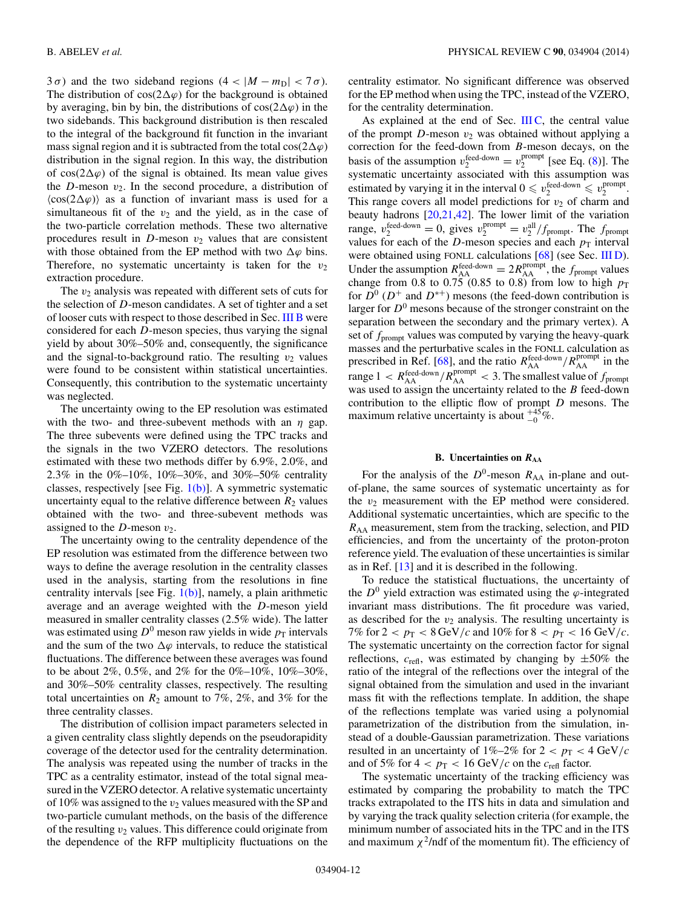$3\,\sigma$) and the two sideband regions ($4 < |M - m_{\rm D}| < 7\,\sigma$). The distribution of $\cos(2\Delta\varphi)$ for the background is obtained by averaging, bin by bin, the distributions of $\cos(2\Delta\varphi)$ in the two sidebands. This background distribution is then rescaled to the integral of the background fit function in the invariant mass signal region and it is subtracted from the total $\cos(2\Delta\varphi)$ distribution in the signal region. In this way, the distribution of $\cos(2\Delta\varphi)$ of the signal is obtained. Its mean value gives the $D$-meson $v_2$. In the second procedure, a distribution of $\langle\cos(2\Delta\varphi)\rangle$ as a function of invariant mass is used for a simultaneous fit of the $v_2$ and the yield, as in the case of the two-particle correlation methods. These two alternative procedures result in $D$-meson $v_2$ values that are consistent with those obtained from the EP method with two $\Delta\varphi$ bins. Therefore, no systematic uncertainty is taken for the $v_2$ extraction procedure.

The $v_2$ analysis was repeated with different sets of cuts for the selection of $D$-meson candidates. A set of tighter and a set of looser cuts with respect to those described in Sec. III B were considered for each $D$-meson species, thus varying the signal yield by about 30%–50% and, consequently, the significance and the signal-to-background ratio. The resulting $v_2$ values were found to be consistent within statistical uncertainties. Consequently, this contribution to the systematic uncertainty was neglected.

The uncertainty owing to the EP resolution was estimated with the two- and three-subevent methods with an $\eta$ gap. The three subevents were defined using the TPC tracks and the signals in the two VZERO detectors. The resolutions estimated with these two methods differ by 6.9%, 2.0%, and 2.3% in the 0%–10%, 10%–30%, and 30%–50% centrality classes, respectively [see Fig. 1(b)]. A symmetric systematic uncertainty equal to the relative difference between $R_2$ values obtained with the two- and three-subevent methods was assigned to the $D$-meson $v_2$.

The uncertainty owing to the centrality dependence of the EP resolution was estimated from the difference between two ways to define the average resolution in the centrality classes used in the analysis, starting from the resolutions in fine centrality intervals [see Fig. 1(b)], namely, a plain arithmetic average and an average weighted with the $D$-meson yield measured in smaller centrality classes (2.5% wide). The latter was estimated using $D^0$ meson raw yields in wide $p_{\rm T}$ intervals and the sum of the two $\Delta\varphi$ intervals, to reduce the statistical fluctuations. The difference between these averages was found to be about 2%, 0.5%, and 2% for the 0%–10%, 10%–30%, and 30%–50% centrality classes, respectively. The resulting total uncertainties on $R_2$ amount to 7%, 2%, and 3% for the three centrality classes.

The distribution of collision impact parameters selected in a given centrality class slightly depends on the pseudorapidity coverage of the detector used for the centrality determination. The analysis was repeated using the number of tracks in the TPC as a centrality estimator, instead of the total signal measured in the VZERO detector. A relative systematic uncertainty of 10% was assigned to the $v_2$ values measured with the SP and two-particle cumulant methods, on the basis of the difference of the resulting $v_2$ values. This difference could originate from the dependence of the RFP multiplicity fluctuations on the centrality estimator. No significant difference was observed for the EP method when using the TPC, instead of the VZERO, for the centrality determination.

As explained at the end of Sec. III C, the central value of the prompt $D$-meson $v_2$ was obtained without applying a correction for the feed-down from $B$-meson decays, on the basis of the assumption $v_2^{\rm feed\text{-}down} = v_2^{\rm prompt}$ [see Eq. (8)]. The systematic uncertainty associated with this assumption was estimated by varying it in the interval $0 \leqslant v_2^{\rm feed\text{-}down} \leqslant v_2^{\rm prompt}$. This range covers all model predictions for $v_2$ of charm and beauty hadrons [20,21,42]. The lower limit of the variation range, $v_2^{\rm feed\text{-}down} = 0$, gives $v_2^{\rm prompt} = v_2^{\rm all}/f_{\rm prompt}$. The $f_{\rm prompt}$ values for each of the $D$-meson species and each $p_{\rm T}$ interval were obtained using FONLL calculations [68] (see Sec. III D). Under the assumption $R_{\rm AA}^{\rm feed\text{-}down} = 2R_{\rm AA}^{\rm prompt}$, the $f_{\rm prompt}$ values change from 0.8 to 0.75 (0.85 to 0.8) from low to high $p_{\rm T}$ for $D^0$ ($D^+$ and $D^{*+}$) mesons (the feed-down contribution is larger for $D^0$ mesons because of the stronger constraint on the separation between the secondary and the primary vertex). A set of $f_{\rm prompt}$ values was computed by varying the heavy-quark masses and the perturbative scales in the FONLL calculation as prescribed in Ref. [68], and the ratio $R_{\rm AA}^{\rm feed\text{-}down}/R_{\rm AA}^{\rm prompt}$ in the range $1 < R_{\rm AA}^{\rm feed\text{-}down}/R_{\rm AA}^{\rm prompt} < 3$. The smallest value of $f_{\rm prompt}$ was used to assign the uncertainty related to the $B$ feed-down contribution to the elliptic flow of prompt $D$ mesons. The maximum relative uncertainty is about $^{+45}_{-0}$%.

### B. Uncertainties on $R_{\rm AA}$

For the analysis of the $D^0$-meson $R_{\rm AA}$ in-plane and out-of-plane, the same sources of systematic uncertainty as for the $v_2$ measurement with the EP method were considered. Additional systematic uncertainties, which are specific to the $R_{\rm AA}$ measurement, stem from the tracking, selection, and PID efficiencies, and from the uncertainty of the proton-proton reference yield. The evaluation of these uncertainties is similar as in Ref. [13] and it is described in the following.

To reduce the statistical fluctuations, the uncertainty of the $D^0$ yield extraction was estimated using the $\varphi$-integrated invariant mass distributions. The fit procedure was varied, as described for the $v_2$ analysis. The resulting uncertainty is 7% for $2 < p_{\rm T} < 8$ GeV/$c$ and 10% for $8 < p_{\rm T} < 16$ GeV/$c$. The systematic uncertainty on the correction factor for signal reflections, $c_{\rm refl}$, was estimated by changing by $\pm 50$% the ratio of the integral of the reflections over the integral of the signal obtained from the simulation and used in the invariant mass fit with the reflections template. In addition, the shape of the reflections template was varied using a polynomial parametrization of the distribution from the simulation, instead of a double-Gaussian parametrization. These variations resulted in an uncertainty of 1%–2% for $2 < p_{\rm T} < 4$ GeV/$c$ and of 5% for $4 < p_{\rm T} < 16$ GeV/$c$ on the $c_{\rm refl}$ factor.

The systematic uncertainty of the tracking efficiency was estimated by comparing the probability to match the TPC tracks extrapolated to the ITS hits in data and simulation and by varying the track quality selection criteria (for example, the minimum number of associated hits in the TPC and in the ITS and maximum $\chi^2$/ndf of the momentum fit). The efficiency of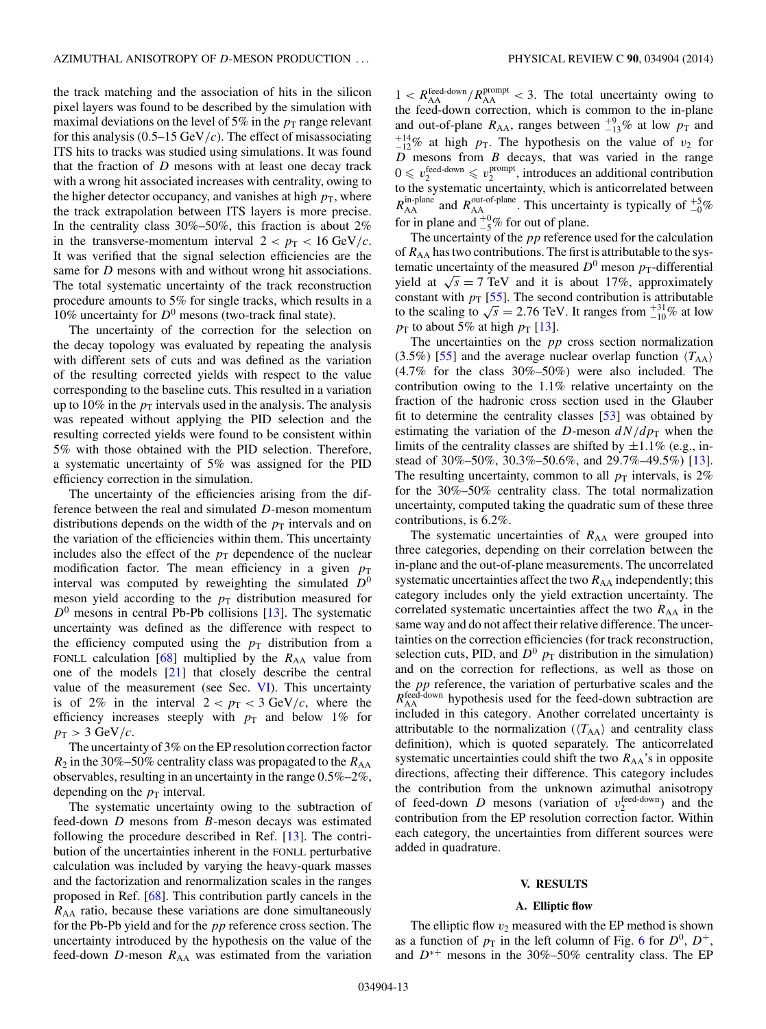the track matching and the association of hits in the silicon pixel layers was found to be described by the simulation with maximal deviations on the level of 5% in the $p_{\rm T}$ range relevant for this analysis (0.5–15 GeV/$c$). The effect of misassociating ITS hits to tracks was studied using simulations. It was found that the fraction of $D$ mesons with at least one decay track with a wrong hit associated increases with centrality, owing to the higher detector occupancy, and vanishes at high $p_{\rm T}$, where the track extrapolation between ITS layers is more precise. In the centrality class 30%–50%, this fraction is about 2% in the transverse-momentum interval $2 < p_{\rm T} < 16$ GeV/$c$. It was verified that the signal selection efficiencies are the same for $D$ mesons with and without wrong hit associations. The total systematic uncertainty of the track reconstruction procedure amounts to 5% for single tracks, which results in a 10% uncertainty for $D^0$ mesons (two-track final state).

The uncertainty of the correction for the selection on the decay topology was evaluated by repeating the analysis with different sets of cuts and was defined as the variation of the resulting corrected yields with respect to the value corresponding to the baseline cuts. This resulted in a variation up to 10% in the $p_{\rm T}$ intervals used in the analysis. The analysis was repeated without applying the PID selection and the resulting corrected yields were found to be consistent within 5% with those obtained with the PID selection. Therefore, a systematic uncertainty of 5% was assigned for the PID efficiency correction in the simulation.

The uncertainty of the efficiencies arising from the difference between the real and simulated $D$-meson momentum distributions depends on the width of the $p_{\rm T}$ intervals and on the variation of the efficiencies within them. This uncertainty includes also the effect of the $p_{\rm T}$ dependence of the nuclear modification factor. The mean efficiency in a given $p_{\rm T}$ interval was computed by reweighting the simulated $D^0$ meson yield according to the $p_{\rm T}$ distribution measured for $D^0$ mesons in central Pb-Pb collisions [13]. The systematic uncertainty was defined as the difference with respect to the efficiency computed using the $p_{\rm T}$ distribution from a FONLL calculation [68] multiplied by the $R_{\rm AA}$ value from one of the models [21] that closely describe the central value of the measurement (see Sec. VI). This uncertainty is of 2% in the interval $2 < p_{\rm T} < 3$ GeV/$c$, where the efficiency increases steeply with $p_{\rm T}$ and below 1% for $p_{\rm T} > 3$ GeV/$c$.

The uncertainty of 3% on the EP resolution correction factor $R_2$ in the 30%–50% centrality class was propagated to the $R_{\rm AA}$ observables, resulting in an uncertainty in the range 0.5%–2%, depending on the $p_{\rm T}$ interval.

The systematic uncertainty owing to the subtraction of feed-down $D$ mesons from $B$-meson decays was estimated following the procedure described in Ref. [13]. The contribution of the uncertainties inherent in the FONLL perturbative calculation was included by varying the heavy-quark masses and the factorization and renormalization scales in the ranges proposed in Ref. [68]. This contribution partly cancels in the $R_{\rm AA}$ ratio, because these variations are done simultaneously for the Pb-Pb yield and for the $pp$ reference cross section. The uncertainty introduced by the hypothesis on the value of the feed-down $D$-meson $R_{\rm AA}$ was estimated from the variation $1 < R_{\rm AA}^{\rm feed\text{-}down}/R_{\rm AA}^{\rm prompt} < 3$. The total uncertainty owing to the feed-down correction, which is common to the in-plane and out-of-plane $R_{\rm AA}$, ranges between $^{+9}_{-13}$% at low $p_{\rm T}$ and $^{+14}_{-12}$% at high $p_{\rm T}$. The hypothesis on the value of $v_2$ for $D$ mesons from $B$ decays, that was varied in the range $0 \leqslant v_2^{\rm feed\text{-}down} \leqslant v_2^{\rm prompt}$, introduces an additional contribution to the systematic uncertainty, which is anticorrelated between $R_{\rm AA}^{\rm in\text{-}plane}$ and $R_{\rm AA}^{\rm out\text{-}of\text{-}plane}$. This uncertainty is typically of $^{+5}_{-0}$% for in plane and $^{+0}_{-5}$% for out of plane.

The uncertainty of the $pp$ reference used for the calculation of $R_{\rm AA}$ has two contributions. The first is attributable to the systematic uncertainty of the measured $D^0$ meson $p_{\rm T}$-differential yield at $\sqrt{s} = 7$ TeV and it is about 17%, approximately constant with $p_{\rm T}$ [55]. The second contribution is attributable to the scaling to $\sqrt{s} = 2.76$ TeV. It ranges from $^{+31}_{-10}$% at low $p_{\rm T}$ to about 5% at high $p_{\rm T}$ [13].

The uncertainties on the $pp$ cross section normalization (3.5%) [55] and the average nuclear overlap function $\langle T_{\rm AA}\rangle$ (4.7% for the class 30%–50%) were also included. The contribution owing to the 1.1% relative uncertainty on the fraction of the hadronic cross section used in the Glauber fit to determine the centrality classes [53] was obtained by estimating the variation of the $D$-meson $dN/dp_{\rm T}$ when the limits of the centrality classes are shifted by $\pm 1.1$% (e.g., instead of 30%–50%, 30.3%–50.6%, and 29.7%–49.5%) [13]. The resulting uncertainty, common to all $p_{\rm T}$ intervals, is 2% for the 30%–50% centrality class. The total normalization uncertainty, computed taking the quadratic sum of these three contributions, is 6.2%.

The systematic uncertainties of $R_{\rm AA}$ were grouped into three categories, depending on their correlation between the in-plane and the out-of-plane measurements. The uncorrelated systematic uncertainties affect the two $R_{\rm AA}$ independently; this category includes only the yield extraction uncertainty. The correlated systematic uncertainties affect the two $R_{\rm AA}$ in the same way and do not affect their relative difference. The uncertainties on the correction efficiencies (for track reconstruction, selection cuts, PID, and $D^0$ $p_{\rm T}$ distribution in the simulation) and on the correction for reflections, as well as those on the $pp$ reference, the variation of perturbative scales and the $R_{\rm AA}^{\rm feed\text{-}down}$ hypothesis used for the feed-down subtraction are included in this category. Another correlated uncertainty is attributable to the normalization ($\langle T_{\rm AA}\rangle$ and centrality class definition), which is quoted separately. The anticorrelated systematic uncertainties could shift the two $R_{\rm AA}$'s in opposite directions, affecting their difference. This category includes the contribution from the unknown azimuthal anisotropy of feed-down $D$ mesons (variation of $v_2^{\rm feed\text{-}down}$) and the contribution from the EP resolution correction factor. Within each category, the uncertainties from different sources were added in quadrature.

## V. RESULTS

### A. Elliptic flow

The elliptic flow $v_2$ measured with the EP method is shown as a function of $p_{\rm T}$ in the left column of Fig. 6 for $D^0$, $D^+$, and $D^{*+}$ mesons in the 30%–50% centrality class. The EP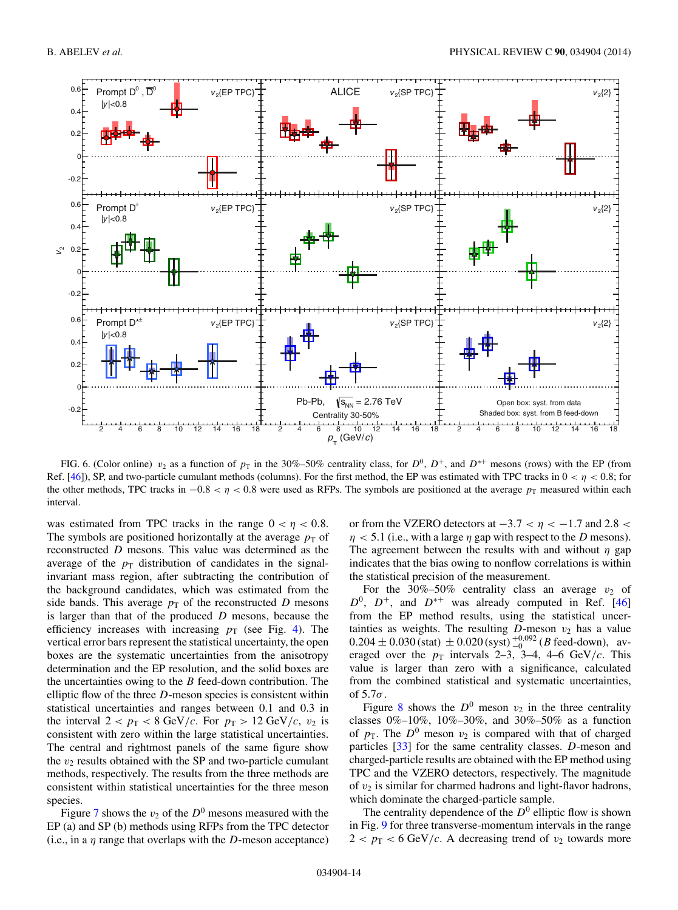FIG. 6. (Color online) $v_2$ as a function of $p_T$ in the 30%–50% centrality class, for $D^0$, $D^+$, and $D^{*+}$ mesons (rows) with the EP (from Ref. [46]), SP, and two-particle cumulant methods (columns). For the first method, the EP was estimated with TPC tracks in $0 < \eta < 0.8$; for the other methods, TPC tracks in $-0.8 < \eta < 0.8$ were used as RFPs. The symbols are positioned at the average $p_T$ measured within each interval.

was estimated from TPC tracks in the range $0 < \eta < 0.8$. The symbols are positioned horizontally at the average $p_T$ of reconstructed $D$ mesons. This value was determined as the average of the $p_T$ distribution of candidates in the signal-invariant mass region, after subtracting the contribution of the background candidates, which was estimated from the side bands. This average $p_T$ of the reconstructed $D$ mesons is larger than that of the produced $D$ mesons, because the efficiency increases with increasing $p_T$ (see Fig. 4). The vertical error bars represent the statistical uncertainty, the open boxes are the systematic uncertainties from the anisotropy determination and the EP resolution, and the solid boxes are the uncertainties owing to the $B$ feed-down contribution. The elliptic flow of the three $D$-meson species is consistent within statistical uncertainties and ranges between 0.1 and 0.3 in the interval $2 < p_T < 8$ GeV/$c$. For $p_T > 12$ GeV/$c$, $v_2$ is consistent with zero within the large statistical uncertainties. The central and rightmost panels of the same figure show the $v_2$ results obtained with the SP and two-particle cumulant methods, respectively. The results from the three methods are consistent within statistical uncertainties for the three meson species.

Figure 7 shows the $v_2$ of the $D^0$ mesons measured with the EP (a) and SP (b) methods using RFPs from the TPC detector (i.e., in a $\eta$ range that overlaps with the $D$-meson acceptance) or from the VZERO detectors at $-3.7 < \eta < -1.7$ and $2.8 < \eta < 5.1$ (i.e., with a large $\eta$ gap with respect to the $D$ mesons). The agreement between the results with and without $\eta$ gap indicates that the bias owing to nonflow correlations is within the statistical precision of the measurement.

For the 30%–50% centrality class an average $v_2$ of $D^0$, $D^+$, and $D^{*+}$ was already computed in Ref. [46] from the EP method results, using the statistical uncertainties as weights. The resulting $D$-meson $v_2$ has a value $0.204 \pm 0.030\,(\text{stat}) \pm 0.020\,(\text{syst})\,^{+0.092}_{-0}\,(B\text{ feed-down})$, averaged over the $p_T$ intervals 2–3, 3–4, 4–6 GeV/$c$. This value is larger than zero with a significance, calculated from the combined statistical and systematic uncertainties, of $5.7\sigma$.

Figure 8 shows the $D^0$ meson $v_2$ in the three centrality classes 0%–10%, 10%–30%, and 30%–50% as a function of $p_T$. The $D^0$ meson $v_2$ is compared with that of charged particles [33] for the same centrality classes. $D$-meson and charged-particle results are obtained with the EP method using TPC and the VZERO detectors, respectively. The magnitude of $v_2$ is similar for charmed hadrons and light-flavor hadrons, which dominate the charged-particle sample.

The centrality dependence of the $D^0$ elliptic flow is shown in Fig. 9 for three transverse-momentum intervals in the range $2 < p_T < 6$ GeV/$c$. A decreasing trend of $v_2$ towards more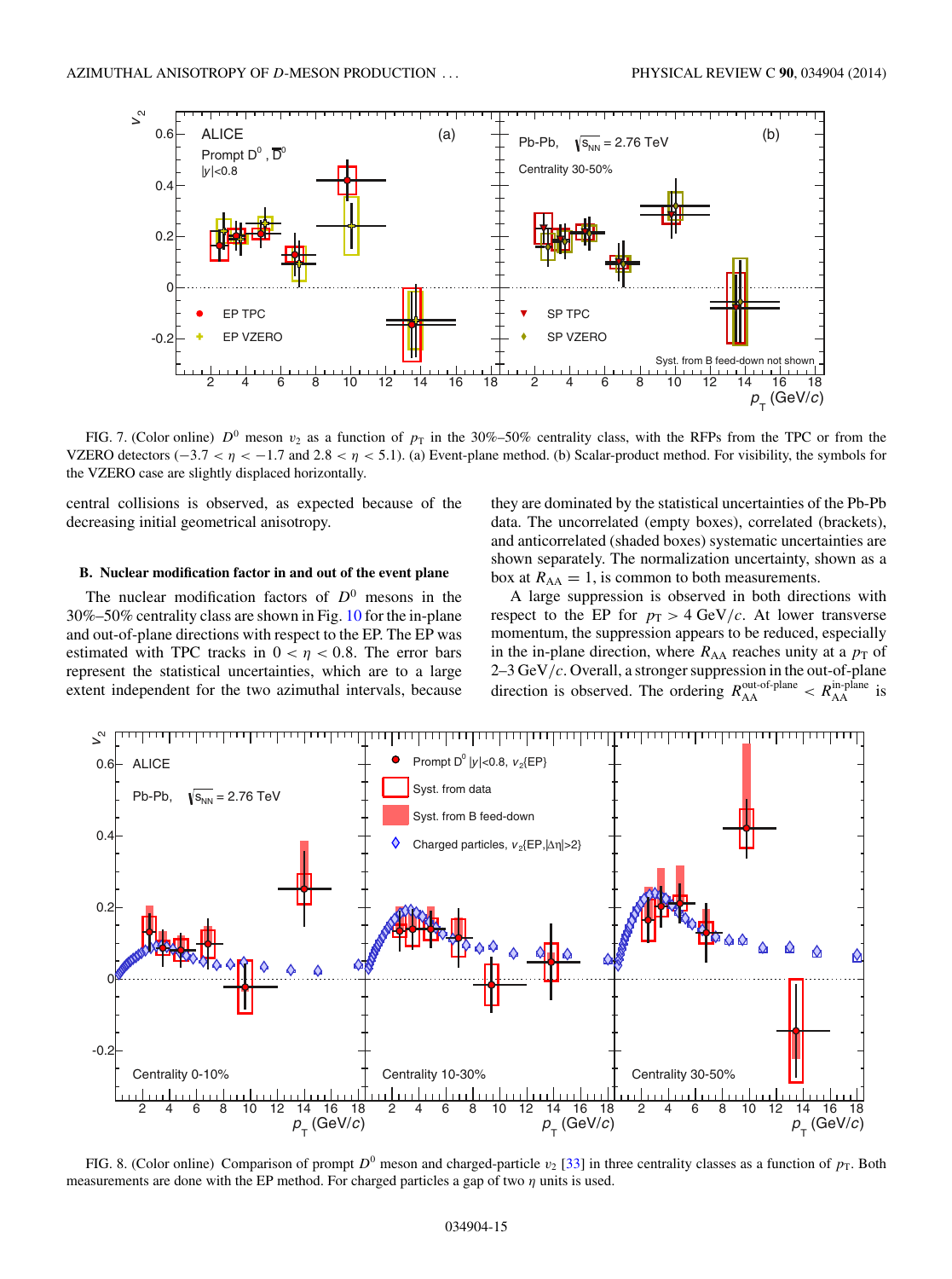FIG. 7. (Color online) $D^0$ meson $v_2$ as a function of $p_T$ in the 30%–50% centrality class, with the RFPs from the TPC or from the VZERO detectors ($-3.7 < \eta < -1.7$ and $2.8 < \eta < 5.1$). (a) Event-plane method. (b) Scalar-product method. For visibility, the symbols for the VZERO case are slightly displaced horizontally.

central collisions is observed, as expected because of the decreasing initial geometrical anisotropy.

### B. Nuclear modification factor in and out of the event plane

The nuclear modification factors of $D^0$ mesons in the 30%–50% centrality class are shown in Fig. 10 for the in-plane and out-of-plane directions with respect to the EP. The EP was estimated with TPC tracks in $0 < \eta < 0.8$. The error bars represent the statistical uncertainties, which are to a large extent independent for the two azimuthal intervals, because they are dominated by the statistical uncertainties of the Pb-Pb data. The uncorrelated (empty boxes), correlated (brackets), and anticorrelated (shaded boxes) systematic uncertainties are shown separately. The normalization uncertainty, shown as a box at $R_{AA} = 1$, is common to both measurements.

A large suppression is observed in both directions with respect to the EP for $p_T > 4$ GeV/$c$. At lower transverse momentum, the suppression appears to be reduced, especially in the in-plane direction, where $R_{AA}$ reaches unity at a $p_T$ of 2–3 GeV/$c$. Overall, a stronger suppression in the out-of-plane direction is observed. The ordering $R_{AA}^{\text{out-of-plane}} < R_{AA}^{\text{in-plane}}$ is

FIG. 8. (Color online) Comparison of prompt $D^0$ meson and charged-particle $v_2$ [33] in three centrality classes as a function of $p_T$. Both measurements are done with the EP method. For charged particles a gap of two $\eta$ units is used.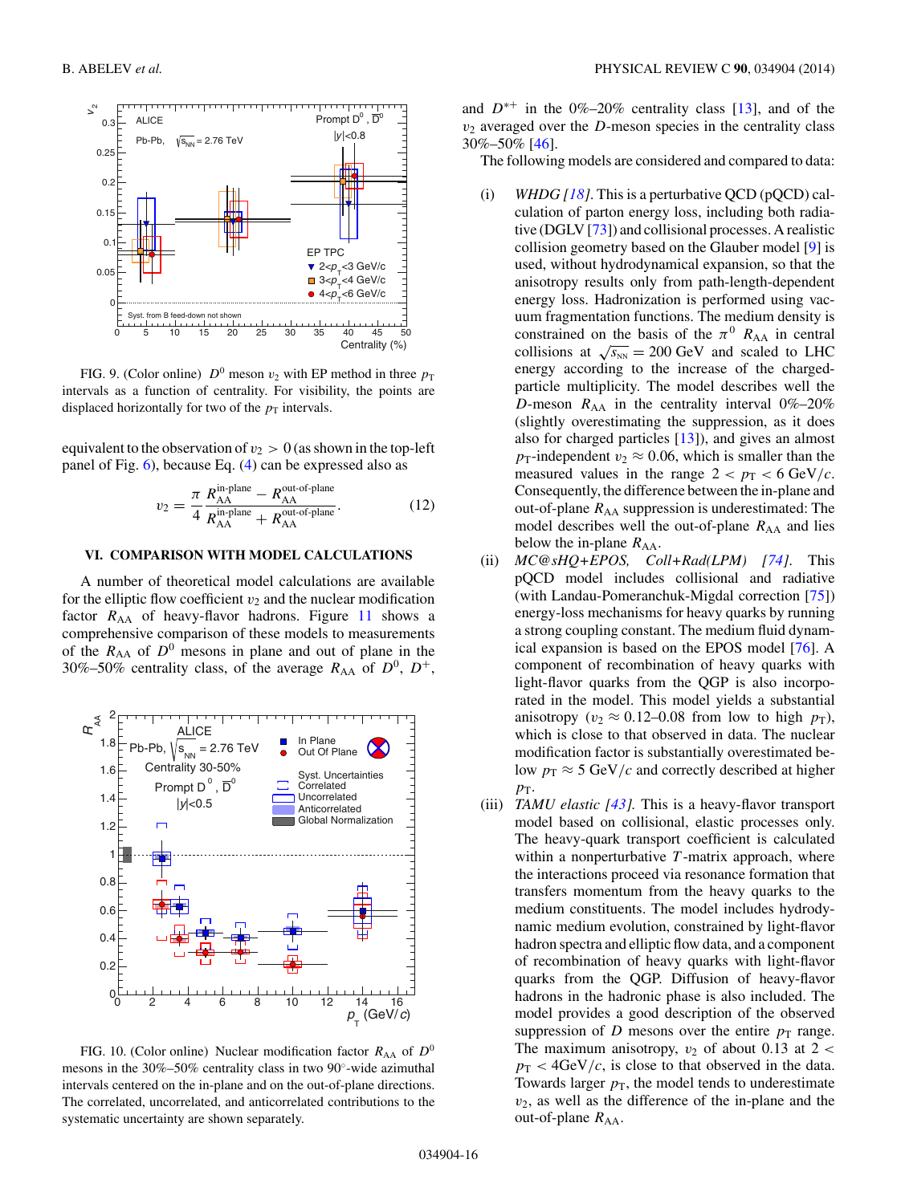FIG. 9. (Color online) $D^0$ meson $v_2$ with EP method in three $p_T$ intervals as a function of centrality. For visibility, the points are displaced horizontally for two of the $p_T$ intervals.

equivalent to the observation of $v_2 > 0$ (as shown in the top-left panel of Fig. 6), because Eq. (4) can be expressed also as

$$v_2 = \frac{\pi}{4} \frac{R_{AA}^{\text{in-plane}} - R_{AA}^{\text{out-of-plane}}}{R_{AA}^{\text{in-plane}} + R_{AA}^{\text{out-of-plane}}}. \tag{12}$$

## VI. COMPARISON WITH MODEL CALCULATIONS

A number of theoretical model calculations are available for the elliptic flow coefficient $v_2$ and the nuclear modification factor $R_{AA}$ of heavy-flavor hadrons. Figure 11 shows a comprehensive comparison of these models to measurements of the $R_{AA}$ of $D^0$ mesons in plane and out of plane in the 30%–50% centrality class, of the average $R_{AA}$ of $D^0$, $D^+$, and $D^{*+}$ in the 0%–20% centrality class [13], and of the $v_2$ averaged over the $D$-meson species in the centrality class 30%–50% [46].

FIG. 10. (Color online) Nuclear modification factor $R_{AA}$ of $D^0$ mesons in the 30%–50% centrality class in two 90°-wide azimuthal intervals centered on the in-plane and on the out-of-plane directions. The correlated, uncorrelated, and anticorrelated contributions to the systematic uncertainty are shown separately.

The following models are considered and compared to data:

(i) *WHDG [18]*. This is a perturbative QCD (pQCD) calculation of parton energy loss, including both radiative (DGLV [73]) and collisional processes. A realistic collision geometry based on the Glauber model [9] is used, without hydrodynamical expansion, so that the anisotropy results only from path-length-dependent energy loss. Hadronization is performed using vacuum fragmentation functions. The medium density is constrained on the basis of the $\pi^0$ $R_{AA}$ in central collisions at $\sqrt{s_{NN}} = 200$ GeV and scaled to LHC energy according to the increase of the charged-particle multiplicity. The model describes well the $D$-meson $R_{AA}$ in the centrality interval 0%–20% (slightly overestimating the suppression, as it does also for charged particles [13]), and gives an almost $p_T$-independent $v_2 \approx 0.06$, which is smaller than the measured values in the range $2 < p_T < 6$ GeV/$c$. Consequently, the difference between the in-plane and out-of-plane $R_{AA}$ suppression is underestimated: The model describes well the out-of-plane $R_{AA}$ and lies below the in-plane $R_{AA}$.

(ii) *MC@sHQ+EPOS, Coll+Rad(LPM) [74]*. This pQCD model includes collisional and radiative (with Landau-Pomeranchuk-Migdal correction [75]) energy-loss mechanisms for heavy quarks by running a strong coupling constant. The medium fluid dynamical expansion is based on the EPOS model [76]. A component of recombination of heavy quarks with light-flavor quarks from the QGP is also incorporated in the model. This model yields a substantial anisotropy ($v_2 \approx 0.12$–$0.08$ from low to high $p_T$), which is close to that observed in data. The nuclear modification factor is substantially overestimated below $p_T \approx 5$ GeV/$c$ and correctly described at higher $p_T$.

(iii) *TAMU elastic [43]*. This is a heavy-flavor transport model based on collisional, elastic processes only. The heavy-quark transport coefficient is calculated within a nonperturbative $T$-matrix approach, where the interactions proceed via resonance formation that transfers momentum from the heavy quarks to the medium constituents. The model includes hydrodynamic medium evolution, constrained by light-flavor hadron spectra and elliptic flow data, and a component of recombination of heavy quarks with light-flavor quarks from the QGP. Diffusion of heavy-flavor hadrons in the hadronic phase is also included. The model provides a good description of the observed suppression of $D$ mesons over the entire $p_T$ range. The maximum anisotropy, $v_2$ of about 0.13 at $2 < p_T < 4$GeV/$c$, is close to that observed in the data. Towards larger $p_T$, the model tends to underestimate $v_2$, as well as the difference of the in-plane and the out-of-plane $R_{AA}$.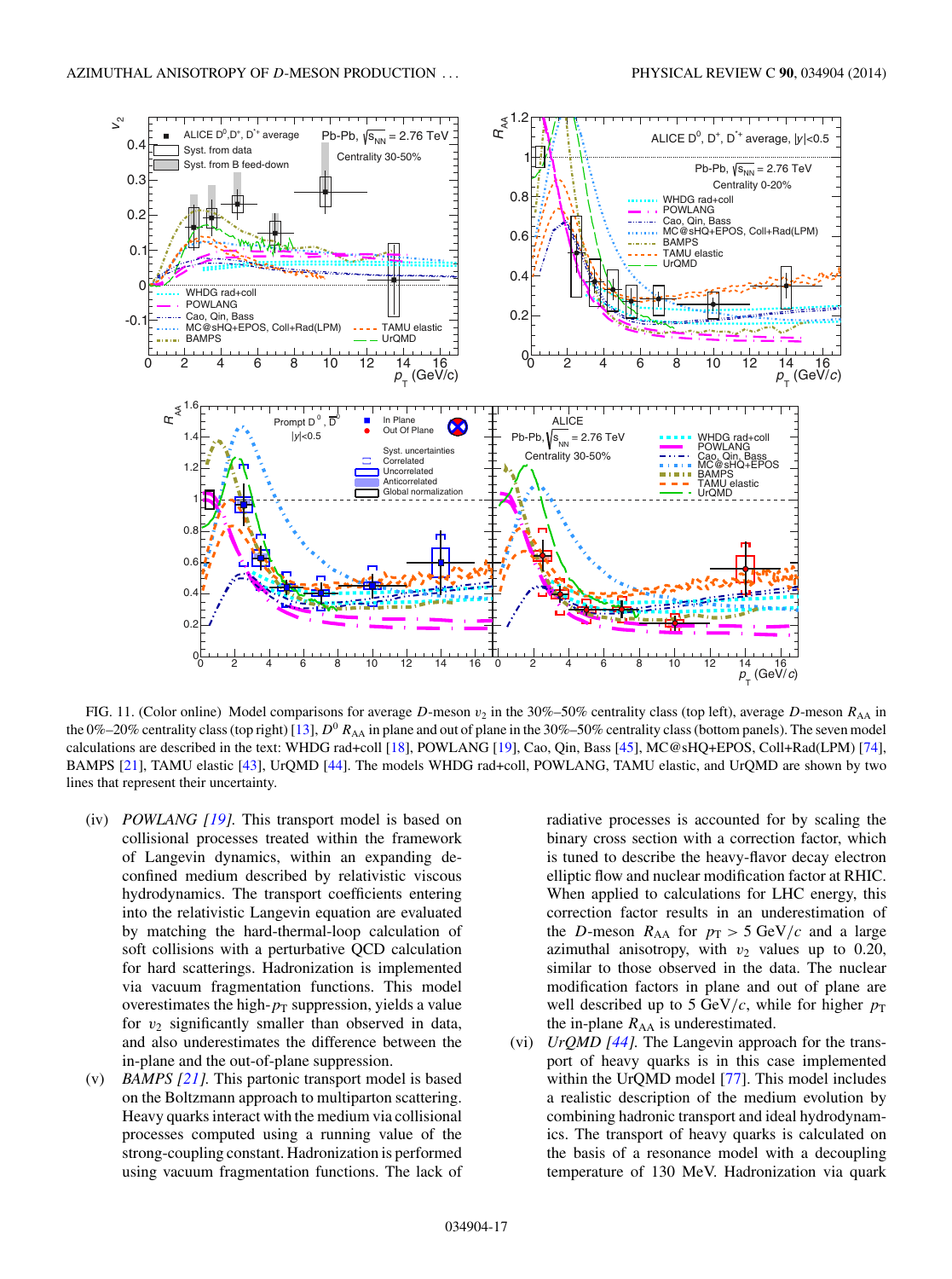FIG. 11. (Color online) Model comparisons for average $D$-meson $v_2$ in the 30%–50% centrality class (top left), average $D$-meson $R_{AA}$ in the 0%–20% centrality class (top right) [13], $D^0$ $R_{AA}$ in plane and out of plane in the 30%–50% centrality class (bottom panels). The seven model calculations are described in the text: WHDG rad+coll [18], POWLANG [19], Cao, Qin, Bass [45], MC@sHQ+EPOS, Coll+Rad(LPM) [74], BAMPS [21], TAMU elastic [43], UrQMD [44]. The models WHDG rad+coll, POWLANG, TAMU elastic, and UrQMD are shown by two lines that represent their uncertainty.

(iv) *POWLANG [19].* This transport model is based on collisional processes treated within the framework of Langevin dynamics, within an expanding deconfined medium described by relativistic viscous hydrodynamics. The transport coefficients entering into the relativistic Langevin equation are evaluated by matching the hard-thermal-loop calculation of soft collisions with a perturbative QCD calculation for hard scatterings. Hadronization is implemented via vacuum fragmentation functions. This model overestimates the high-$p_T$ suppression, yields a value for $v_2$ significantly smaller than observed in data, and also underestimates the difference between the in-plane and the out-of-plane suppression.

(v) *BAMPS [21].* This partonic transport model is based on the Boltzmann approach to multiparton scattering. Heavy quarks interact with the medium via collisional processes computed using a running value of the strong-coupling constant. Hadronization is performed using vacuum fragmentation functions. The lack of radiative processes is accounted for by scaling the binary cross section with a correction factor, which is tuned to describe the heavy-flavor decay electron elliptic flow and nuclear modification factor at RHIC. When applied to calculations for LHC energy, this correction factor results in an underestimation of the $D$-meson $R_{AA}$ for $p_T > 5$ GeV/$c$ and a large azimuthal anisotropy, with $v_2$ values up to 0.20, similar to those observed in the data. The nuclear modification factors in plane and out of plane are well described up to 5 GeV/$c$, while for higher $p_T$ the in-plane $R_{AA}$ is underestimated.

(vi) *UrQMD [44].* The Langevin approach for the transport of heavy quarks is in this case implemented within the UrQMD model [77]. This model includes a realistic description of the medium evolution by combining hadronic transport and ideal hydrodynamics. The transport of heavy quarks is calculated on the basis of a resonance model with a decoupling temperature of 130 MeV. Hadronization via quark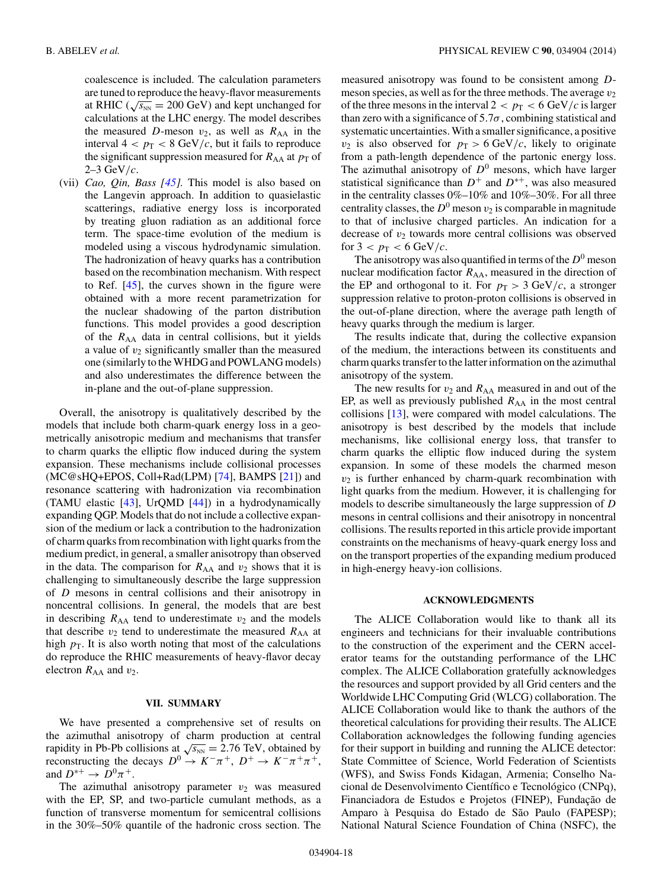coalescence is included. The calculation parameters are tuned to reproduce the heavy-flavor measurements at RHIC ($\sqrt{s_{\rm NN}} = 200$ GeV) and kept unchanged for calculations at the LHC energy. The model describes the measured $D$-meson $v_2$, as well as $R_{\rm AA}$ in the interval $4 < p_{\rm T} < 8$ GeV/$c$, but it fails to reproduce the significant suppression measured for $R_{\rm AA}$ at $p_{\rm T}$ of 2–3 GeV/$c$.

(vii) *Cao, Qin, Bass [45].* This model is also based on the Langevin approach. In addition to quasielastic scatterings, radiative energy loss is incorporated by treating gluon radiation as an additional force term. The space-time evolution of the medium is modeled using a viscous hydrodynamic simulation. The hadronization of heavy quarks has a contribution based on the recombination mechanism. With respect to Ref. [45], the curves shown in the figure were obtained with a more recent parametrization for the nuclear shadowing of the parton distribution functions. This model provides a good description of the $R_{\rm AA}$ data in central collisions, but it yields a value of $v_2$ significantly smaller than the measured one (similarly to the WHDG and POWLANG models) and also underestimates the difference between the in-plane and the out-of-plane suppression.

Overall, the anisotropy is qualitatively described by the models that include both charm-quark energy loss in a geometrically anisotropic medium and mechanisms that transfer to charm quarks the elliptic flow induced during the system expansion. These mechanisms include collisional processes (MC@sHQ+EPOS, Coll+Rad(LPM) [74], BAMPS [21]) and resonance scattering with hadronization via recombination (TAMU elastic [43], UrQMD [44]) in a hydrodynamically expanding QGP. Models that do not include a collective expansion of the medium or lack a contribution to the hadronization of charm quarks from recombination with light quarks from the medium predict, in general, a smaller anisotropy than observed in the data. The comparison for $R_{\rm AA}$ and $v_2$ shows that it is challenging to simultaneously describe the large suppression of $D$ mesons in central collisions and their anisotropy in noncentral collisions. In general, the models that are best in describing $R_{\rm AA}$ tend to underestimate $v_2$ and the models that describe $v_2$ tend to underestimate the measured $R_{\rm AA}$ at high $p_{\rm T}$. It is also worth noting that most of the calculations do reproduce the RHIC measurements of heavy-flavor decay electron $R_{\rm AA}$ and $v_2$.

## VII. SUMMARY

We have presented a comprehensive set of results on the azimuthal anisotropy of charm production at central rapidity in Pb-Pb collisions at $\sqrt{s_{\rm NN}} = 2.76$ TeV, obtained by reconstructing the decays $D^0 \to K^-\pi^+$, $D^+ \to K^-\pi^+\pi^+$, and $D^{*+} \to D^0\pi^+$.

The azimuthal anisotropy parameter $v_2$ was measured with the EP, SP, and two-particle cumulant methods, as a function of transverse momentum for semicentral collisions in the 30%–50% quantile of the hadronic cross section. The measured anisotropy was found to be consistent among $D$-meson species, as well as for the three methods. The average $v_2$ of the three mesons in the interval $2 < p_{\rm T} < 6$ GeV/$c$ is larger than zero with a significance of $5.7\sigma$, combining statistical and systematic uncertainties. With a smaller significance, a positive $v_2$ is also observed for $p_{\rm T} > 6$ GeV/$c$, likely to originate from a path-length dependence of the partonic energy loss. The azimuthal anisotropy of $D^0$ mesons, which have larger statistical significance than $D^+$ and $D^{*+}$, was also measured in the centrality classes 0%–10% and 10%–30%. For all three centrality classes, the $D^0$ meson $v_2$ is comparable in magnitude to that of inclusive charged particles. An indication for a decrease of $v_2$ towards more central collisions was observed for $3 < p_{\rm T} < 6$ GeV/$c$.

The anisotropy was also quantified in terms of the $D^0$ meson nuclear modification factor $R_{\rm AA}$, measured in the direction of the EP and orthogonal to it. For $p_{\rm T} > 3$ GeV/$c$, a stronger suppression relative to proton-proton collisions is observed in the out-of-plane direction, where the average path length of heavy quarks through the medium is larger.

The results indicate that, during the collective expansion of the medium, the interactions between its constituents and charm quarks transfer to the latter information on the azimuthal anisotropy of the system.

The new results for $v_2$ and $R_{\rm AA}$ measured in and out of the EP, as well as previously published $R_{\rm AA}$ in the most central collisions [13], were compared with model calculations. The anisotropy is best described by the models that include mechanisms, like collisional energy loss, that transfer to charm quarks the elliptic flow induced during the system expansion. In some of these models the charmed meson $v_2$ is further enhanced by charm-quark recombination with light quarks from the medium. However, it is challenging for models to describe simultaneously the large suppression of $D$ mesons in central collisions and their anisotropy in noncentral collisions. The results reported in this article provide important constraints on the mechanisms of heavy-quark energy loss and on the transport properties of the expanding medium produced in high-energy heavy-ion collisions.

## ACKNOWLEDGMENTS

The ALICE Collaboration would like to thank all its engineers and technicians for their invaluable contributions to the construction of the experiment and the CERN accelerator teams for the outstanding performance of the LHC complex. The ALICE Collaboration gratefully acknowledges the resources and support provided by all Grid centers and the Worldwide LHC Computing Grid (WLCG) collaboration. The ALICE Collaboration would like to thank the authors of the theoretical calculations for providing their results. The ALICE Collaboration acknowledges the following funding agencies for their support in building and running the ALICE detector: State Committee of Science, World Federation of Scientists (WFS), and Swiss Fonds Kidagan, Armenia; Conselho Nacional de Desenvolvimento Científico e Tecnológico (CNPq), Financiadora de Estudos e Projetos (FINEP), Fundação de Amparo à Pesquisa do Estado de São Paulo (FAPESP); National Natural Science Foundation of China (NSFC), the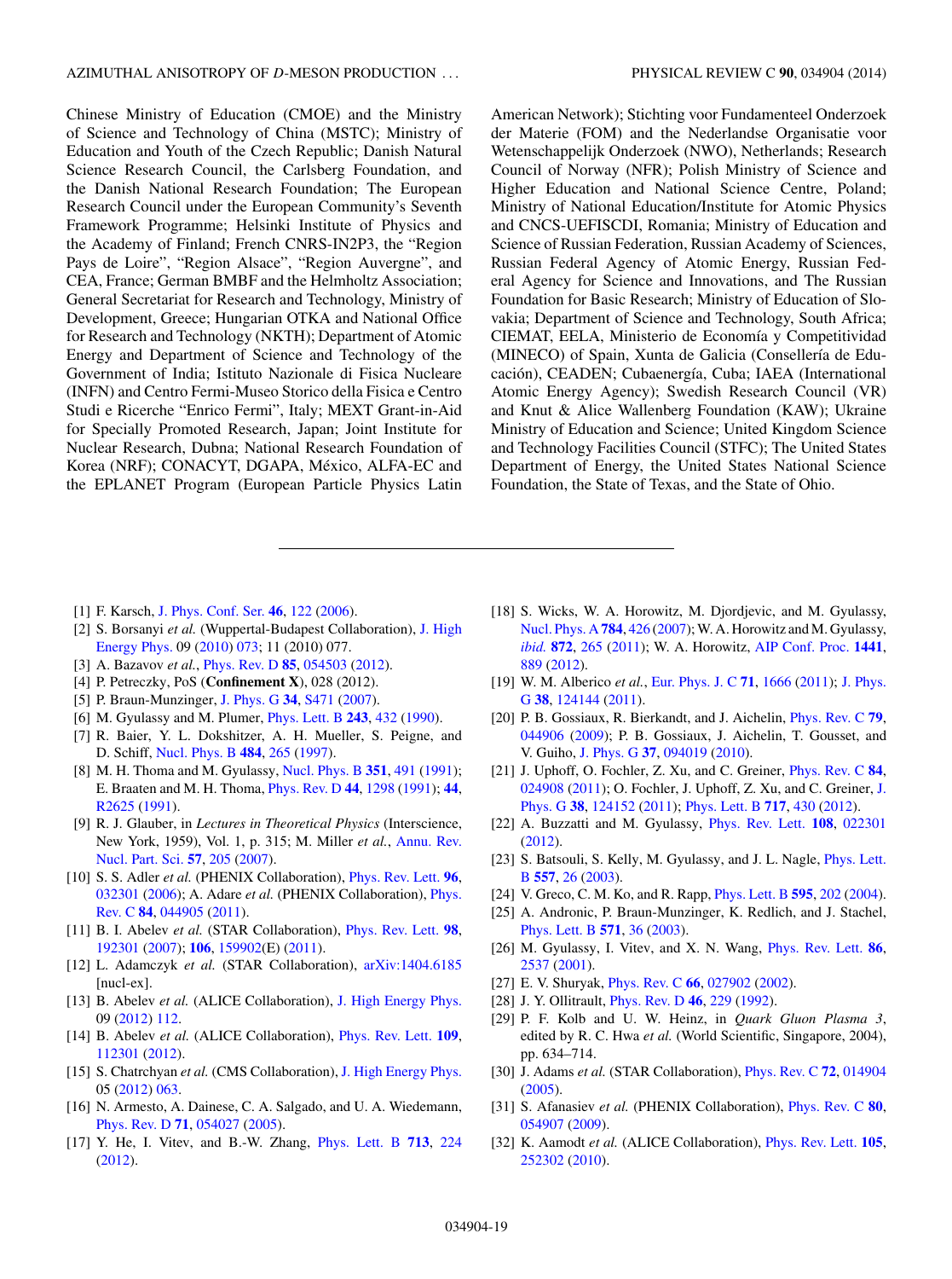Chinese Ministry of Education (CMOE) and the Ministry of Science and Technology of China (MSTC); Ministry of Education and Youth of the Czech Republic; Danish Natural Science Research Council, the Carlsberg Foundation, and the Danish National Research Foundation; The European Research Council under the European Community's Seventh Framework Programme; Helsinki Institute of Physics and the Academy of Finland; French CNRS-IN2P3, the "Region Pays de Loire", "Region Alsace", "Region Auvergne", and CEA, France; German BMBF and the Helmholtz Association; General Secretariat for Research and Technology, Ministry of Development, Greece; Hungarian OTKA and National Office for Research and Technology (NKTH); Department of Atomic Energy and Department of Science and Technology of the Government of India; Istituto Nazionale di Fisica Nucleare (INFN) and Centro Fermi-Museo Storico della Fisica e Centro Studi e Ricerche "Enrico Fermi", Italy; MEXT Grant-in-Aid for Specially Promoted Research, Japan; Joint Institute for Nuclear Research, Dubna; National Research Foundation of Korea (NRF); CONACYT, DGAPA, México, ALFA-EC and the EPLANET Program (European Particle Physics Latin American Network); Stichting voor Fundamenteel Onderzoek der Materie (FOM) and the Nederlandse Organisatie voor Wetenschappelijk Onderzoek (NWO), Netherlands; Research Council of Norway (NFR); Polish Ministry of Science and Higher Education and National Science Centre, Poland; Ministry of National Education/Institute for Atomic Physics and CNCS-UEFISCDI, Romania; Ministry of Education and Science of Russian Federation, Russian Academy of Sciences, Russian Federal Agency of Atomic Energy, Russian Federal Agency for Science and Innovations, and The Russian Foundation for Basic Research; Ministry of Education of Slovakia; Department of Science and Technology, South Africa; CIEMAT, EELA, Ministerio de Economía y Competitividad (MINECO) of Spain, Xunta de Galicia (Consellería de Educación), CEADEN; Cubaenergía, Cuba; IAEA (International Atomic Energy Agency); Swedish Research Council (VR) and Knut & Alice Wallenberg Foundation (KAW); Ukraine Ministry of Education and Science; United Kingdom Science and Technology Facilities Council (STFC); The United States Department of Energy, the United States National Science Foundation, the State of Texas, and the State of Ohio.

---

[1] F. Karsch, J. Phys. Conf. Ser. **46**, 122 (2006).

[2] S. Borsanyi *et al.* (Wuppertal-Budapest Collaboration), J. High Energy Phys. 09 (2010) 073; 11 (2010) 077.

[3] A. Bazavov *et al.*, Phys. Rev. D **85**, 054503 (2012).

[4] P. Petreczky, PoS (**Confinement X**), 028 (2012).

[5] P. Braun-Munzinger, J. Phys. G **34**, S471 (2007).

[6] M. Gyulassy and M. Plumer, Phys. Lett. B **243**, 432 (1990).

[7] R. Baier, Y. L. Dokshitzer, A. H. Mueller, S. Peigne, and D. Schiff, Nucl. Phys. B **484**, 265 (1997).

[8] M. H. Thoma and M. Gyulassy, Nucl. Phys. B **351**, 491 (1991); E. Braaten and M. H. Thoma, Phys. Rev. D **44**, 1298 (1991); **44**, R2625 (1991).

[9] R. J. Glauber, in *Lectures in Theoretical Physics* (Interscience, New York, 1959), Vol. 1, p. 315; M. Miller *et al.*, Annu. Rev. Nucl. Part. Sci. **57**, 205 (2007).

[10] S. S. Adler *et al.* (PHENIX Collaboration), Phys. Rev. Lett. **96**, 032301 (2006); A. Adare *et al.* (PHENIX Collaboration), Phys. Rev. C **84**, 044905 (2011).

[11] B. I. Abelev *et al.* (STAR Collaboration), Phys. Rev. Lett. **98**, 192301 (2007); **106**, 159902(E) (2011).

[12] L. Adamczyk *et al.* (STAR Collaboration), arXiv:1404.6185 [nucl-ex].

[13] B. Abelev *et al.* (ALICE Collaboration), J. High Energy Phys. 09 (2012) 112.

[14] B. Abelev *et al.* (ALICE Collaboration), Phys. Rev. Lett. **109**, 112301 (2012).

[15] S. Chatrchyan *et al.* (CMS Collaboration), J. High Energy Phys. 05 (2012) 063.

[16] N. Armesto, A. Dainese, C. A. Salgado, and U. A. Wiedemann, Phys. Rev. D **71**, 054027 (2005).

[17] Y. He, I. Vitev, and B.-W. Zhang, Phys. Lett. B **713**, 224 (2012).

[18] S. Wicks, W. A. Horowitz, M. Djordjevic, and M. Gyulassy, Nucl. Phys. A **784**, 426 (2007); W. A. Horowitz and M. Gyulassy, *ibid.* **872**, 265 (2011); W. A. Horowitz, AIP Conf. Proc. **1441**, 889 (2012).

[19] W. M. Alberico *et al.*, Eur. Phys. J. C **71**, 1666 (2011); J. Phys. G **38**, 124144 (2011).

[20] P. B. Gossiaux, R. Bierkandt, and J. Aichelin, Phys. Rev. C **79**, 044906 (2009); P. B. Gossiaux, J. Aichelin, T. Gousset, and V. Guiho, J. Phys. G **37**, 094019 (2010).

[21] J. Uphoff, O. Fochler, Z. Xu, and C. Greiner, Phys. Rev. C **84**, 024908 (2011); O. Fochler, J. Uphoff, Z. Xu, and C. Greiner, J. Phys. G **38**, 124152 (2011); Phys. Lett. B **717**, 430 (2012).

[22] A. Buzzatti and M. Gyulassy, Phys. Rev. Lett. **108**, 022301 (2012).

[23] S. Batsouli, S. Kelly, M. Gyulassy, and J. L. Nagle, Phys. Lett. B **557**, 26 (2003).

[24] V. Greco, C. M. Ko, and R. Rapp, Phys. Lett. B **595**, 202 (2004).

[25] A. Andronic, P. Braun-Munzinger, K. Redlich, and J. Stachel, Phys. Lett. B **571**, 36 (2003).

[26] M. Gyulassy, I. Vitev, and X. N. Wang, Phys. Rev. Lett. **86**, 2537 (2001).

[27] E. V. Shuryak, Phys. Rev. C **66**, 027902 (2002).

[28] J. Y. Ollitrault, Phys. Rev. D **46**, 229 (1992).

[29] P. F. Kolb and U. W. Heinz, in *Quark Gluon Plasma 3*, edited by R. C. Hwa *et al.* (World Scientific, Singapore, 2004), pp. 634–714.

[30] J. Adams *et al.* (STAR Collaboration), Phys. Rev. C **72**, 014904 (2005).

[31] S. Afanasiev *et al.* (PHENIX Collaboration), Phys. Rev. C **80**, 054907 (2009).

[32] K. Aamodt *et al.* (ALICE Collaboration), Phys. Rev. Lett. **105**, 252302 (2010).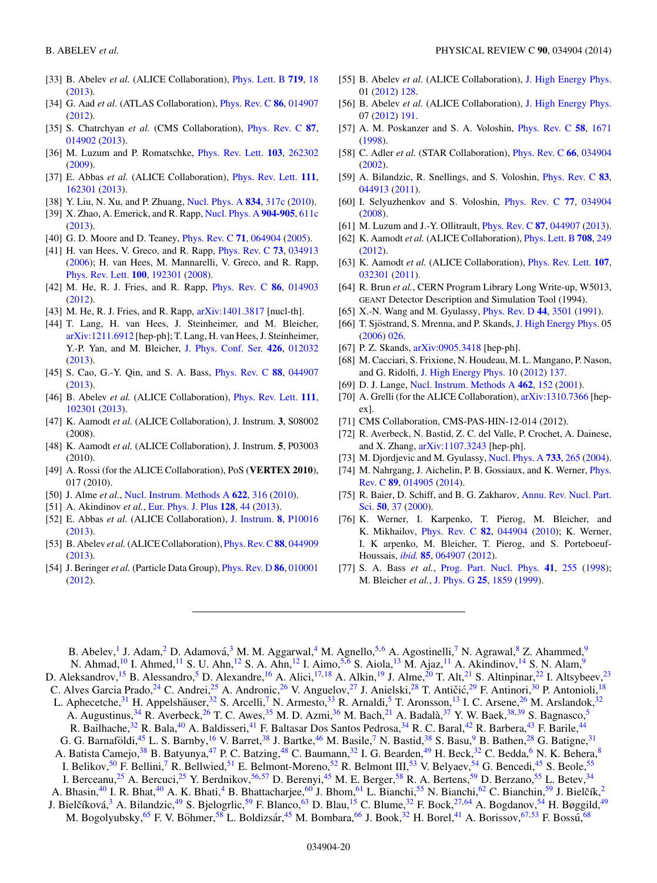[33] B. Abelev *et al.* (ALICE Collaboration), Phys. Lett. B **719**, 18 (2013).

[34] G. Aad *et al.* (ATLAS Collaboration), Phys. Rev. C **86**, 014907 (2012).

[35] S. Chatrchyan *et al.* (CMS Collaboration), Phys. Rev. C **87**, 014902 (2013).

[36] M. Luzum and P. Romatschke, Phys. Rev. Lett. **103**, 262302 (2009).

[37] E. Abbas *et al.* (ALICE Collaboration), Phys. Rev. Lett. **111**, 162301 (2013).

[38] Y. Liu, N. Xu, and P. Zhuang, Nucl. Phys. A **834**, 317c (2010).

[39] X. Zhao, A. Emerick, and R. Rapp, Nucl. Phys. A **904-905**, 611c (2013).

[40] G. D. Moore and D. Teaney, Phys. Rev. C **71**, 064904 (2005).

[41] H. van Hees, V. Greco, and R. Rapp, Phys. Rev. C **73**, 034913 (2006); H. van Hees, M. Mannarelli, V. Greco, and R. Rapp, Phys. Rev. Lett. **100**, 192301 (2008).

[42] M. He, R. J. Fries, and R. Rapp, Phys. Rev. C **86**, 014903 (2012).

[43] M. He, R. J. Fries, and R. Rapp, arXiv:1401.3817 [nucl-th].

[44] T. Lang, H. van Hees, J. Steinheimer, and M. Bleicher, arXiv:1211.6912 [hep-ph]; T. Lang, H. van Hees, J. Steinheimer, Y.-P. Yan, and M. Bleicher, J. Phys. Conf. Ser. **426**, 012032 (2013).

[45] S. Cao, G.-Y. Qin, and S. A. Bass, Phys. Rev. C **88**, 044907 (2013).

[46] B. Abelev *et al.* (ALICE Collaboration), Phys. Rev. Lett. **111**, 102301 (2013).

[47] K. Aamodt *et al.* (ALICE Collaboration), J. Instrum. **3**, S08002 (2008).

[48] K. Aamodt *et al.* (ALICE Collaboration), J. Instrum. **5**, P03003 (2010).

[49] A. Rossi (for the ALICE Collaboration), PoS (**VERTEX 2010**), 017 (2010).

[50] J. Alme *et al.*, Nucl. Instrum. Methods A **622**, 316 (2010).

[51] A. Akindinov *et al.*, Eur. Phys. J. Plus **128**, 44 (2013).

[52] E. Abbas *et al.* (ALICE Collaboration), J. Instrum. **8**, P10016 (2013).

[53] B. Abelev *et al.* (ALICE Collaboration), Phys. Rev. C **88**, 044909 (2013).

[54] J. Beringer *et al.* (Particle Data Group), Phys. Rev. D **86**, 010001 (2012).

[55] B. Abelev *et al.* (ALICE Collaboration), J. High Energy Phys. 01 (2012) 128.

[56] B. Abelev *et al.* (ALICE Collaboration), J. High Energy Phys. 07 (2012) 191.

[57] A. M. Poskanzer and S. A. Voloshin, Phys. Rev. C **58**, 1671 (1998).

[58] C. Adler *et al.* (STAR Collaboration), Phys. Rev. C **66**, 034904 (2002).

[59] A. Bilandzic, R. Snellings, and S. Voloshin, Phys. Rev. C **83**, 044913 (2011).

[60] I. Selyuzhenkov and S. Voloshin, Phys. Rev. C **77**, 034904 (2008).

[61] M. Luzum and J.-Y. Ollitrault, Phys. Rev. C **87**, 044907 (2013).

[62] K. Aamodt *et al.* (ALICE Collaboration), Phys. Lett. B **708**, 249 (2012).

[63] K. Aamodt *et al.* (ALICE Collaboration), Phys. Rev. Lett. **107**, 032301 (2011).

[64] R. Brun *et al.*, CERN Program Library Long Write-up, W5013, GEANT Detector Description and Simulation Tool (1994).

[65] X.-N. Wang and M. Gyulassy, Phys. Rev. D **44**, 3501 (1991).

[66] T. Sjöstrand, S. Mrenna, and P. Skands, J. High Energy Phys. 05 (2006) 026.

[67] P. Z. Skands, arXiv:0905.3418 [hep-ph].

[68] M. Cacciari, S. Frixione, N. Houdeau, M. L. Mangano, P. Nason, and G. Ridolfi, J. High Energy Phys. 10 (2012) 137.

[69] D. J. Lange, Nucl. Instrum. Methods A **462**, 152 (2001).

[70] A. Grelli (for the ALICE Collaboration), arXiv:1310.7366 [hep-ex].

[71] CMS Collaboration, CMS-PAS-HIN-12-014 (2012).

[72] R. Averbeck, N. Bastid, Z. C. del Valle, P. Crochet, A. Dainese, and X. Zhang, arXiv:1107.3243 [hep-ph].

[73] M. Djordjevic and M. Gyulassy, Nucl. Phys. A **733**, 265 (2004).

[74] M. Nahrgang, J. Aichelin, P. B. Gossiaux, and K. Werner, Phys. Rev. C **89**, 014905 (2014).

[75] R. Baier, D. Schiff, and B. G. Zakharov, Annu. Rev. Nucl. Part. Sci. **50**, 37 (2000).

[76] K. Werner, I. Karpenko, T. Pierog, M. Bleicher, and K. Mikhailov, Phys. Rev. C **82**, 044904 (2010); K. Werner, I. K arpenko, M. Bleicher, T. Pierog, and S. Porteboeuf-Houssais, *ibid.* **85**, 064907 (2012).

[77] S. A. Bass *et al.*, Prog. Part. Nucl. Phys. **41**, 255 (1998); M. Bleicher *et al.*, J. Phys. G **25**, 1859 (1999).

---

B. Abelev,[1] J. Adam,[2] D. Adamová,[3] M. M. Aggarwal,[4] M. Agnello,[5,6] A. Agostinelli,[7] N. Agrawal,[8] Z. Ahammed,[9] N. Ahmad,[10] I. Ahmed,[11] S. U. Ahn,[12] S. A. Ahn,[12] I. Aimo,[5,6] S. Aiola,[13] M. Ajaz,[11] A. Akindinov,[14] S. N. Alam,[9] D. Aleksandrov,[15] B. Alessandro,[5] D. Alexandre,[16] A. Alici,[17,18] A. Alkin,[19] J. Alme,[20] T. Alt,[21] S. Altinpinar,[22] I. Altsybeev,[23] C. Alves Garcia Prado,[24] C. Andrei,[25] A. Andronic,[26] V. Anguelov,[27] J. Anielski,[28] T. Antičić,[29] F. Antinori,[30] P. Antonioli,[18] L. Aphecetche,[31] H. Appelshäuser,[32] S. Arcelli,[7] N. Armesto,[33] R. Arnaldi,[5] T. Aronsson,[13] I. C. Arsene,[26] M. Arslandok,[32] A. Augustinus,[34] R. Averbeck,[26] T. C. Awes,[35] M. D. Azmi,[36] M. Bach,[21] A. Badalà,[37] Y. W. Baek,[38,39] S. Bagnasco,[5] R. Bailhache,[32] R. Bala,[40] A. Baldisseri,[41] F. Baltasar Dos Santos Pedrosa,[34] R. C. Baral,[42] R. Barbera,[43] F. Barile,[44] G. G. Barnaföldi,[45] L. S. Barnby,[16] V. Barret,[38] J. Bartke,[46] M. Basile,[7] N. Bastid,[38] S. Basu,[9] B. Bathen,[28] G. Batigne,[31] A. Batista Camejo,[38] B. Batyunya,[47] P. C. Batzing,[48] C. Baumann,[32] I. G. Bearden,[49] H. Beck,[32] C. Bedda,[6] N. K. Behera,[8] I. Belikov,[50] F. Bellini,[7] R. Bellwied,[51] E. Belmont-Moreno,[52] R. Belmont III,[53] V. Belyaev,[54] G. Bencedi,[45] S. Beole,[55] I. Berceanu,[25] A. Bercuci,[25] Y. Berdnikov,[56,57] D. Berenyi,[45] M. E. Berger,[58] R. A. Bertens,[59] D. Berzano,[55] L. Betev,[34] A. Bhasin,[40] I. R. Bhat,[40] A. K. Bhati,[4] B. Bhattacharjee,[60] J. Bhom,[61] L. Bianchi,[55] N. Bianchi,[62] C. Bianchin,[59] J. Bielčík,[2] J. Bielčíková,[3] A. Bilandzic,[49] S. Bjelogrlic,[59] F. Blanco,[63] D. Blau,[15] C. Blume,[32] F. Bock,[27,64] A. Bogdanov,[54] H. Bøggild,[49] M. Bogolyubsky,[65] F. V. Böhmer,[58] L. Boldizsár,[45] M. Bombara,[66] J. Book,[32] H. Borel,[41] A. Borissov,[67,53] F. Bossú,[68]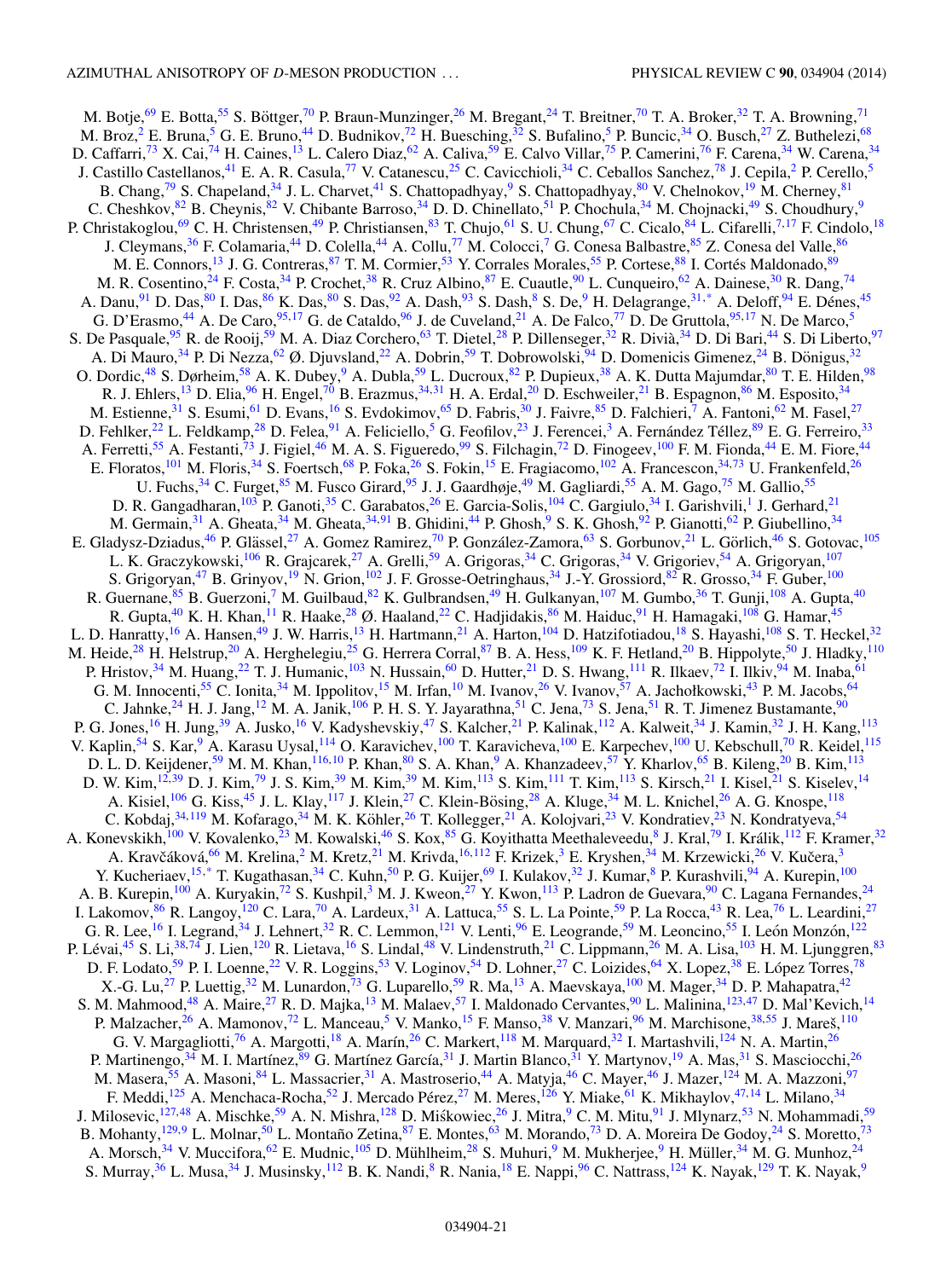M. Botje,[69] E. Botta,[55] S. Böttger,[70] P. Braun-Munzinger,[26] M. Bregant,[24] T. Breitner,[70] T. A. Broker,[32] T. A. Browning,[71] M. Broz,[2] E. Bruna,[5] G. E. Bruno,[44] D. Budnikov,[72] H. Buesching,[32] S. Bufalino,[5] P. Buncic,[34] O. Busch,[27] Z. Buthelezi,[68] D. Caffarri,[73] X. Cai,[74] H. Caines,[13] L. Calero Diaz,[62] A. Caliva,[59] E. Calvo Villar,[75] P. Camerini,[76] F. Carena,[34] W. Carena,[34] J. Castillo Castellanos,[41] E. A. R. Casula,[77] V. Catanescu,[25] C. Cavicchioli,[34] C. Ceballos Sanchez,[78] J. Cepila,[2] P. Cerello,[5] B. Chang,[79] S. Chapeland,[34] J. L. Charvet,[41] S. Chattopadhyay,[9] S. Chattopadhyay,[80] V. Chelnokov,[19] M. Cherney,[81] C. Cheshkov,[82] B. Cheynis,[82] V. Chibante Barroso,[34] D. D. Chinellato,[51] P. Chochula,[34] M. Chojnacki,[49] S. Choudhury,[9] P. Christakoglou,[69] C. H. Christensen,[49] P. Christiansen,[83] T. Chujo,[61] S. U. Chung,[67] C. Cicalo,[84] L. Cifarelli,[7,17] F. Cindolo,[18] J. Cleymans,[36] F. Colamaria,[44] D. Colella,[44] A. Collu,[77] M. Colocci,[7] G. Conesa Balbastre,[85] Z. Conesa del Valle,[86] M. E. Connors,[13] J. G. Contreras,[87] T. M. Cormier,[53] Y. Corrales Morales,[55] P. Cortese,[88] I. Cortés Maldonado,[89] M. R. Cosentino,[24] F. Costa,[34] P. Crochet,[38] R. Cruz Albino,[87] E. Cuautle,[90] L. Cunqueiro,[62] A. Dainese,[30] R. Dang,[74] A. Danu,[91] D. Das,[80] I. Das,[86] K. Das,[80] S. Das,[92] A. Dash,[93] S. Dash,[8] S. De,[9] H. Delagrange,[31,*] A. Deloff,[94] E. Dénes,[45] G. D'Erasmo,[44] A. De Caro,[95,17] G. de Cataldo,[96] J. de Cuveland,[21] A. De Falco,[77] D. De Gruttola,[95,17] N. De Marco,[5] S. De Pasquale,[95] R. de Rooij,[59] M. A. Diaz Corchero,[63] T. Dietel,[28] P. Dillenseger,[32] R. Divià,[34] D. Di Bari,[44] S. Di Liberto,[97] A. Di Mauro,[34] P. Di Nezza,[62] Ø. Djuvsland,[22] A. Dobrin,[59] T. Dobrowolski,[94] D. Domenicis Gimenez,[24] B. Dönigus,[32] O. Dordic,[48] S. Dørheim,[58] A. K. Dubey,[9] A. Dubla,[59] L. Ducroux,[82] P. Dupieux,[38] A. K. Dutta Majumdar,[80] T. E. Hilden,[98] R. J. Ehlers,[13] D. Elia,[96] H. Engel,[70] B. Erazmus,[34,31] H. A. Erdal,[20] D. Eschweiler,[21] B. Espagnon,[86] M. Esposito,[34] M. Estienne,[31] S. Esumi,[61] D. Evans,[16] S. Evdokimov,[65] D. Fabris,[30] J. Faivre,[85] D. Falchieri,[7] A. Fantoni,[62] M. Fasel,[27] D. Fehlker,[22] L. Feldkamp,[28] D. Felea,[91] A. Feliciello,[5] G. Feofilov,[23] J. Ferencei,[3] A. Fernández Téllez,[89] E. G. Ferreiro,[33] A. Ferretti,[55] A. Festanti,[73] J. Figiel,[46] M. A. S. Figueredo,[99] S. Filchagin,[72] D. Finogeev,[100] F. M. Fionda,[44] E. M. Fiore,[44] E. Floratos,[101] M. Floris,[34] S. Foertsch,[68] P. Foka,[26] S. Fokin,[15] E. Fragiacomo,[102] A. Francescon,[34,73] U. Frankenfeld,[26] U. Fuchs,[34] C. Furget,[85] M. Fusco Girard,[95] J. J. Gaardhøje,[49] M. Gagliardi,[55] A. M. Gago,[75] M. Gallio,[55] D. R. Gangadharan,[103] P. Ganoti,[35] C. Garabatos,[26] E. Garcia-Solis,[104] C. Gargiulo,[34] I. Garishvili,[1] J. Gerhard,[21] M. Germain,[31] A. Gheata,[34] M. Gheata,[34,91] B. Ghidini,[44] P. Ghosh,[9] S. K. Ghosh,[92] P. Gianotti,[62] P. Giubellino,[34] E. Gladysz-Dziadus,[46] P. Glässel,[27] A. Gomez Ramirez,[70] P. González-Zamora,[63] S. Gorbunov,[21] L. Görlich,[46] S. Gotovac,[105] L. K. Graczykowski,[106] R. Grajcarek,[27] A. Grelli,[59] A. Grigoras,[34] C. Grigoras,[34] V. Grigoriev,[54] A. Grigoryan,[107] S. Grigoryan,[47] B. Grinyov,[19] N. Grion,[102] J. F. Grosse-Oetringhaus,[34] J.-Y. Grossiord,[82] R. Grosso,[34] F. Guber,[100] R. Guernane,[85] B. Guerzoni,[7] M. Guilbaud,[82] K. Gulbrandsen,[49] H. Gulkanyan,[107] M. Gumbo,[36] T. Gunji,[108] A. Gupta,[40] R. Gupta,[40] K. H. Khan,[11] R. Haake,[28] Ø. Haaland,[22] C. Hadjidakis,[86] M. Haiduc,[91] H. Hamagaki,[108] G. Hamar,[45] L. D. Hanratty,[16] A. Hansen,[49] J. W. Harris,[13] H. Hartmann,[21] A. Harton,[104] D. Hatzifotiadou,[18] S. Hayashi,[108] S. T. Heckel,[32] M. Heide,[28] H. Helstrup,[20] A. Herghelegiu,[25] G. Herrera Corral,[87] B. A. Hess,[109] K. F. Hetland,[20] B. Hippolyte,[50] J. Hladky,[110] P. Hristov,[34] M. Huang,[22] T. J. Humanic,[103] N. Hussain,[60] D. Hutter,[21] D. S. Hwang,[111] R. Ilkaev,[72] I. Ilkiv,[94] M. Inaba,[61] G. M. Innocenti,[55] C. Ionita,[34] M. Ippolitov,[15] M. Irfan,[10] M. Ivanov,[26] V. Ivanov,[57] A. Jachołkowski,[43] P. M. Jacobs,[64] C. Jahnke,[24] H. J. Jang,[12] M. A. Janik,[106] P. H. S. Y. Jayarathna,[51] C. Jena,[73] S. Jena,[51] R. T. Jimenez Bustamante,[90] P. G. Jones,[16] H. Jung,[39] A. Jusko,[16] V. Kadyshevskiy,[47] S. Kalcher,[21] P. Kalinak,[112] A. Kalweit,[34] J. Kamin,[32] J. H. Kang,[113] V. Kaplin,[54] S. Kar,[9] A. Karasu Uysal,[114] O. Karavichev,[100] T. Karavicheva,[100] E. Karpechev,[100] U. Kebschull,[70] R. Keidel,[115] D. L. D. Keijdener,[59] M. M. Khan,[116,10] P. Khan,[80] S. A. Khan,[9] A. Khanzadeev,[57] Y. Kharlov,[65] B. Kileng,[20] B. Kim,[113] D. W. Kim,[12,39] D. J. Kim,[79] J. S. Kim,[39] M. Kim,[39] M. Kim,[113] S. Kim,[111] T. Kim,[113] S. Kirsch,[21] I. Kisel,[21] S. Kiselev,[14] A. Kisiel,[106] G. Kiss,[45] J. L. Klay,[117] J. Klein,[27] C. Klein-Bösing,[28] A. Kluge,[34] M. L. Knichel,[26] A. G. Knospe,[118] C. Kobdaj,[34,119] M. Kofarago,[34] M. K. Köhler,[26] T. Kollegger,[21] A. Kolojvari,[23] V. Kondratiev,[23] N. Kondratyeva,[54] A. Konevskikh,[100] V. Kovalenko,[23] M. Kowalski,[46] S. Kox,[85] G. Koyithatta Meethaleveedu,[8] J. Kral,[79] I. Králik,[112] F. Kramer,[32] A. Kravčáková,[66] M. Krelina,[2] M. Kretz,[21] M. Krivda,[16,112] F. Krizek,[3] E. Kryshen,[34] M. Krzewicki,[26] V. Kučera,[3] Y. Kucheriaev,[15,*] T. Kugathasan,[34] C. Kuhn,[50] P. G. Kuijer,[69] I. Kulakov,[32] J. Kumar,[8] P. Kurashvili,[94] A. Kurepin,[100] A. B. Kurepin,[100] A. Kuryakin,[72] S. Kushpil,[3] M. J. Kweon,[27] Y. Kwon,[113] P. Ladron de Guevara,[90] C. Lagana Fernandes,[24] I. Lakomov,[86] R. Langoy,[120] C. Lara,[70] A. Lardeux,[31] A. Lattuca,[55] S. L. La Pointe,[59] P. La Rocca,[43] R. Lea,[76] L. Leardini,[27] G. R. Lee,[16] I. Legrand,[34] J. Lehnert,[32] R. C. Lemmon,[121] V. Lenti,[96] E. Leogrande,[59] M. Leoncino,[55] I. León Monzón,[122] P. Lévai,[45] S. Li,[38,74] J. Lien,[120] R. Lietava,[16] S. Lindal,[48] V. Lindenstruth,[21] C. Lippmann,[26] M. A. Lisa,[103] H. M. Ljunggren,[83] D. F. Lodato,[59] P. I. Loenne,[22] V. R. Loggins,[53] V. Loginov,[54] D. Lohner,[27] C. Loizides,[64] X. Lopez,[38] E. López Torres,[78] X.-G. Lu,[27] P. Luettig,[32] M. Lunardon,[73] G. Luparello,[59] R. Ma,[13] A. Maevskaya,[100] M. Mager,[34] D. P. Mahapatra,[42] S. M. Mahmood,[48] A. Maire,[27] R. D. Majka,[13] M. Malaev,[57] I. Maldonado Cervantes,[90] L. Malinina,[123,47] D. Mal'Kevich,[14] P. Malzacher,[26] A. Mamonov,[72] L. Manceau,[5] V. Manko,[15] F. Manso,[38] V. Manzari,[96] M. Marchisone,[38,55] J. Mareš,[110] G. V. Margagliotti,[76] A. Margotti,[18] A. Marín,[26] C. Markert,[118] M. Marquard,[32] I. Martashvili,[124] N. A. Martin,[26] P. Martinengo,[34] M. I. Martínez,[89] G. Martínez García,[31] J. Martin Blanco,[31] Y. Martynov,[19] A. Mas,[31] S. Masciocchi,[26] M. Masera,[55] A. Masoni,[84] L. Massacrier,[31] A. Mastroserio,[44] A. Matyja,[46] C. Mayer,[46] J. Mazer,[124] M. A. Mazzoni,[97] F. Meddi,[125] A. Menchaca-Rocha,[52] J. Mercado Pérez,[27] M. Meres,[126] Y. Miake,[61] K. Mikhaylov,[47,14] L. Milano,[34] J. Milosevic,[127,48] A. Mischke,[59] A. N. Mishra,[128] D. Miśkowiec,[26] J. Mitra,[9] C. M. Mitu,[91] J. Mlynarz,[53] N. Mohammadi,[59] B. Mohanty,[129,9] L. Molnar,[50] L. Montaño Zetina,[87] E. Montes,[63] M. Morando,[73] D. A. Moreira De Godoy,[24] S. Moretto,[73] A. Morsch,[34] V. Muccifora,[62] E. Mudnic,[105] D. Mühlheim,[28] S. Muhuri,[9] M. Mukherjee,[9] H. Müller,[34] M. G. Munhoz,[24] S. Murray,[36] L. Musa,[34] J. Musinsky,[112] B. K. Nandi,[8] R. Nania,[18] E. Nappi,[96] C. Nattrass,[124] K. Nayak,[129] T. K. Nayak,[9]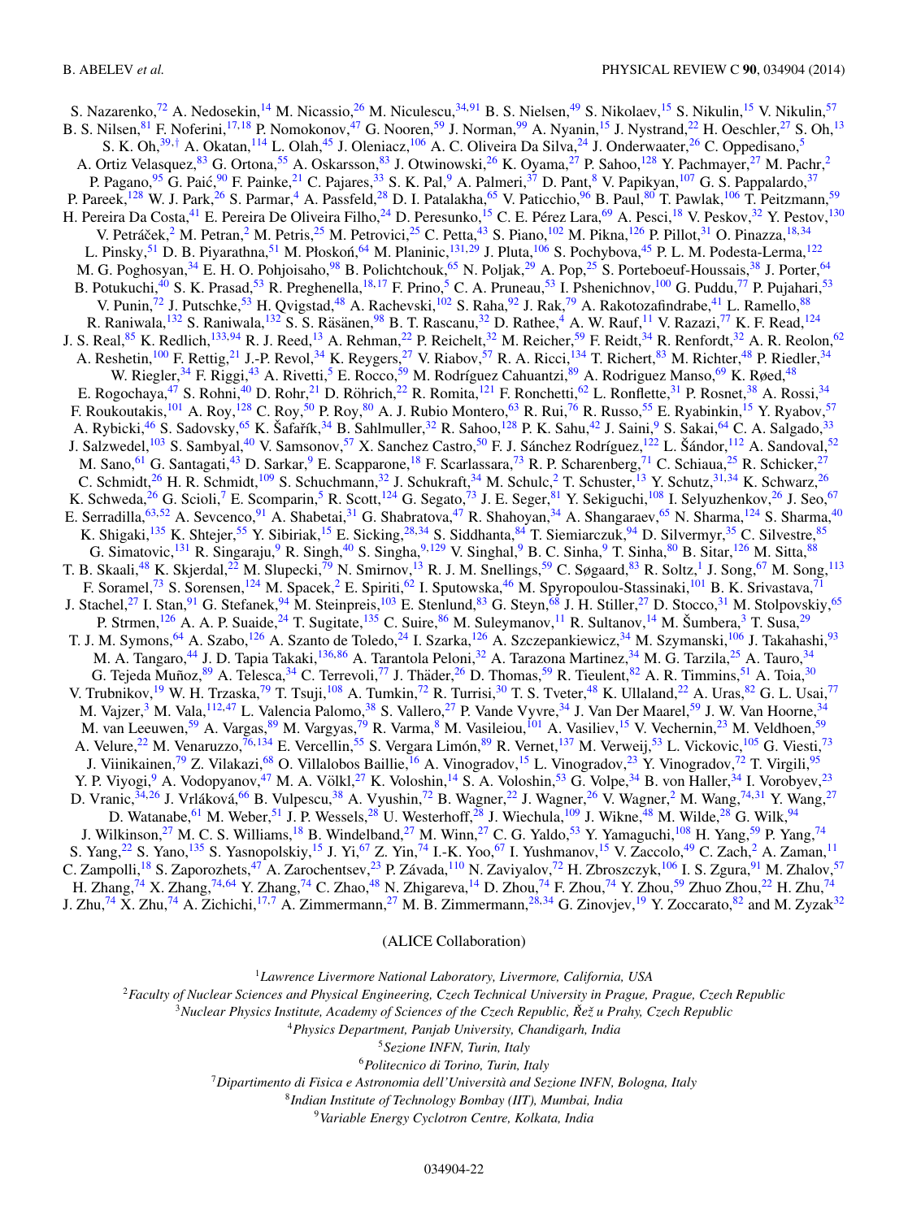S. Nazarenko,[72] A. Nedosekin,[14] M. Nicassio,[26] M. Niculescu,[34,91] B. S. Nielsen,[49] S. Nikolaev,[15] S. Nikulin,[15] V. Nikulin,[57] B. S. Nilsen,[81] F. Noferini,[17,18] P. Nomokonov,[47] G. Nooren,[59] J. Norman,[99] A. Nyanin,[15] J. Nystrand,[22] H. Oeschler,[27] S. Oh,[13] S. K. Oh,[39,†] A. Okatan,[114] L. Olah,[45] J. Oleniacz,[106] A. C. Oliveira Da Silva,[24] J. Onderwaater,[26] C. Oppedisano,[5] A. Ortiz Velasquez,[83] G. Ortona,[55] A. Oskarsson,[83] J. Otwinowski,[26] K. Oyama,[27] P. Sahoo,[128] Y. Pachmayer,[27] M. Pachr,[2] P. Pagano,[95] G. Paić,[90] F. Painke,[21] C. Pajares,[33] S. K. Pal,[9] A. Palmeri,[37] D. Pant,[8] V. Papikyan,[107] G. S. Pappalardo,[37] P. Pareek,[128] W. J. Park,[26] S. Parmar,[4] A. Passfeld,[28] D. I. Patalakha,[65] V. Paticchio,[96] B. Paul,[80] T. Pawlak,[106] T. Peitzmann,[59] H. Pereira Da Costa,[41] E. Pereira De Oliveira Filho,[24] D. Peresunko,[15] C. E. Pérez Lara,[69] A. Pesci,[18] V. Peskov,[32] Y. Pestov,[130] V. Petráček,[2] M. Petran,[2] M. Petris,[25] M. Petrovici,[25] C. Petta,[43] S. Piano,[102] M. Pikna,[126] P. Pillot,[31] O. Pinazza,[18,34] L. Pinsky,[51] D. B. Piyarathna,[51] M. Płoskoń,[64] M. Planinic,[131,29] J. Pluta,[106] S. Pochybova,[45] P. L. M. Podesta-Lerma,[122] M. G. Poghosyan,[34] E. H. O. Pohjoisaho,[98] B. Polichtchouk,[65] N. Poljak,[29] A. Pop,[25] S. Porteboeuf-Houssais,[38] J. Porter,[64] B. Potukuchi,[40] S. K. Prasad,[53] R. Preghenella,[18,17] F. Prino,[5] C. A. Pruneau,[53] I. Pshenichnov,[100] G. Puddu,[77] P. Pujahari,[53] V. Punin,[72] J. Putschke,[53] H. Qvigstad,[48] A. Rachevski,[102] S. Raha,[92] J. Rak,[79] A. Rakotozafindrabe,[41] L. Ramello,[88] R. Raniwala,[132] S. Raniwala,[132] S. S. Räsänen,[98] B. T. Rascanu,[32] D. Rathee,[4] A. W. Rauf,[11] V. Razazi,[77] K. F. Read,[124] J. S. Real,[85] K. Redlich,[133,94] R. J. Reed,[13] A. Rehman,[22] P. Reichelt,[32] M. Reicher,[59] F. Reidt,[34] R. Renfordt,[32] A. R. Reolon,[62] A. Reshetin,[100] F. Rettig,[21] J.-P. Revol,[34] K. Reygers,[27] V. Riabov,[57] R. A. Ricci,[134] T. Richert,[83] M. Richter,[48] P. Riedler,[34] W. Riegler,[34] F. Riggi,[43] A. Rivetti,[5] E. Rocco,[59] M. Rodríguez Cahuantzi,[89] A. Rodriguez Manso,[69] K. Røed,[48] E. Rogochaya,[47] S. Rohni,[40] D. Rohr,[21] D. Röhrich,[22] R. Romita,[121] F. Ronchetti,[62] L. Ronflette,[31] P. Rosnet,[38] A. Rossi,[34] F. Roukoutakis,[101] A. Roy,[128] C. Roy,[50] P. Roy,[80] A. J. Rubio Montero,[63] R. Rui,[76] R. Russo,[55] E. Ryabinkin,[15] Y. Ryabov,[57] A. Rybicki,[46] S. Sadovsky,[65] K. Šafařík,[34] B. Sahlmuller,[32] R. Sahoo,[128] P. K. Sahu,[42] J. Saini,[9] S. Sakai,[64] C. A. Salgado,[33] J. Salzwedel,[103] S. Sambyal,[40] V. Samsonov,[57] X. Sanchez Castro,[50] F. J. Sánchez Rodríguez,[122] L. Šándor,[112] A. Sandoval,[52] M. Sano,[61] G. Santagati,[43] D. Sarkar,[9] E. Scapparone,[18] F. Scarlassara,[73] R. P. Scharenberg,[71] C. Schiaua,[25] R. Schicker,[27] C. Schmidt,[26] H. R. Schmidt,[109] S. Schuchmann,[32] J. Schukraft,[34] M. Schulc,[2] T. Schuster,[13] Y. Schutz,[31,34] K. Schwarz,[26] K. Schweda,[26] G. Scioli,[7] E. Scomparin,[5] R. Scott,[124] G. Segato,[73] J. E. Seger,[81] Y. Sekiguchi,[108] I. Selyuzhenkov,[26] J. Seo,[67] E. Serradilla,[63,52] A. Sevcenco,[91] A. Shabetai,[31] G. Shabratova,[47] R. Shahoyan,[34] A. Shangaraev,[65] N. Sharma,[124] S. Sharma,[40] K. Shigaki,[135] K. Shtejer,[55] Y. Sibiriak,[15] E. Sicking,[28,34] S. Siddhanta,[84] T. Siemiarczuk,[94] D. Silvermyr,[35] C. Silvestre,[85] G. Simatovic,[131] R. Singaraju,[9] R. Singh,[40] S. Singha,[9,129] V. Singhal,[9] B. C. Sinha,[9] T. Sinha,[80] B. Sitar,[126] M. Sitta,[88] T. B. Skaali,[48] K. Skjerdal,[22] M. Slupecki,[79] N. Smirnov,[13] R. J. M. Snellings,[59] C. Søgaard,[83] R. Soltz,[1] J. Song,[67] M. Song,[113] F. Soramel,[73] S. Sorensen,[124] M. Spacek,[2] E. Spiriti,[62] I. Sputowska,[46] M. Spyropoulou-Stassinaki,[101] B. K. Srivastava,[71] J. Stachel,[27] I. Stan,[91] G. Stefanek,[94] M. Steinpreis,[103] E. Stenlund,[83] G. Steyn,[68] J. H. Stiller,[27] D. Stocco,[31] M. Stolpovskiy,[65] P. Strmen,[126] A. A. P. Suaide,[24] T. Sugitate,[135] C. Suire,[86] M. Suleymanov,[11] R. Sultanov,[14] M. Šumbera,[3] T. Susa,[29] T. J. M. Symons,[64] A. Szabo,[126] A. Szanto de Toledo,[24] I. Szarka,[126] A. Szczepankiewicz,[34] M. Szymanski,[106] J. Takahashi,[93] M. A. Tangaro,[44] J. D. Tapia Takaki,[136,86] A. Tarantola Peloni,[32] A. Tarazona Martinez,[34] M. G. Tarzila,[25] A. Tauro,[34] G. Tejeda Muñoz,[89] A. Telesca,[34] C. Terrevoli,[77] J. Thäder,[26] D. Thomas,[59] R. Tieulent,[82] A. R. Timmins,[51] A. Toia,[30] V. Trubnikov,[19] W. H. Trzaska,[79] T. Tsuji,[108] A. Tumkin,[72] R. Turrisi,[30] T. S. Tveter,[48] K. Ullaland,[22] A. Uras,[82] G. L. Usai,[77] M. Vajzer,[3] M. Vala,[112,47] L. Valencia Palomo,[38] S. Vallero,[27] P. Vande Vyvre,[34] J. Van Der Maarel,[59] J. W. Van Hoorne,[34] M. van Leeuwen,[59] A. Vargas,[89] M. Vargyas,[79] R. Varma,[8] M. Vasileiou,[101] A. Vasiliev,[15] V. Vechernin,[23] M. Veldhoen,[59] A. Velure,[22] M. Venaruzzo,[76,134] E. Vercellin,[55] S. Vergara Limón,[89] R. Vernet,[137] M. Verweij,[53] L. Vickovic,[105] G. Viesti,[73] J. Viinikainen,[79] Z. Vilakazi,[68] O. Villalobos Baillie,[16] A. Vinogradov,[15] L. Vinogradov,[23] Y. Vinogradov,[72] T. Virgili,[95] Y. P. Viyogi,[9] A. Vodopyanov,[47] M. A. Völkl,[27] K. Voloshin,[14] S. A. Voloshin,[53] G. Volpe,[34] B. von Haller,[34] I. Vorobyev,[23] D. Vranic,[34,26] J. Vrláková,[66] B. Vulpescu,[38] A. Vyushin,[72] B. Wagner,[22] J. Wagner,[26] V. Wagner,[2] M. Wang,[74,31] Y. Wang,[27] D. Watanabe,[61] M. Weber,[51] J. P. Wessels,[28] U. Westerhoff,[28] J. Wiechula,[109] J. Wikne,[48] M. Wilde,[28] G. Wilk,[94] J. Wilkinson,[27] M. C. S. Williams,[18] B. Windelband,[27] M. Winn,[27] C. G. Yaldo,[53] Y. Yamaguchi,[108] H. Yang,[59] P. Yang,[74] S. Yang,[22] S. Yano,[135] S. Yasnopolskiy,[15] J. Yi,[67] Z. Yin,[74] I.-K. Yoo,[67] I. Yushmanov,[15] V. Zaccolo,[49] C. Zach,[2] A. Zaman,[11] C. Zampolli,[18] S. Zaporozhets,[47] A. Zarochentsev,[23] P. Závada,[110] N. Zaviyalov,[72] H. Zbroszczyk,[106] I. S. Zgura,[91] M. Zhalov,[57] H. Zhang,[74] X. Zhang,[74,64] Y. Zhang,[74] C. Zhao,[48] N. Zhigareva,[14] D. Zhou,[74] F. Zhou,[74] Y. Zhou,[59] Zhuo Zhou,[22] H. Zhu,[74] J. Zhu,[74] X. Zhu,[74] A. Zichichi,[17,7] A. Zimmermann,[27] M. B. Zimmermann,[28,34] G. Zinovjev,[19] Y. Zoccarato,[82] and M. Zyzak[32]

(ALICE Collaboration)

[1] *Lawrence Livermore National Laboratory, Livermore, California, USA*

[2] *Faculty of Nuclear Sciences and Physical Engineering, Czech Technical University in Prague, Prague, Czech Republic*

[3] *Nuclear Physics Institute, Academy of Sciences of the Czech Republic, Řež u Prahy, Czech Republic*

[4] *Physics Department, Panjab University, Chandigarh, India*

[5] *Sezione INFN, Turin, Italy*

[6] *Politecnico di Torino, Turin, Italy*

[7] *Dipartimento di Fisica e Astronomia dell'Università and Sezione INFN, Bologna, Italy*

[8] *Indian Institute of Technology Bombay (IIT), Mumbai, India*

[9] *Variable Energy Cyclotron Centre, Kolkata, India*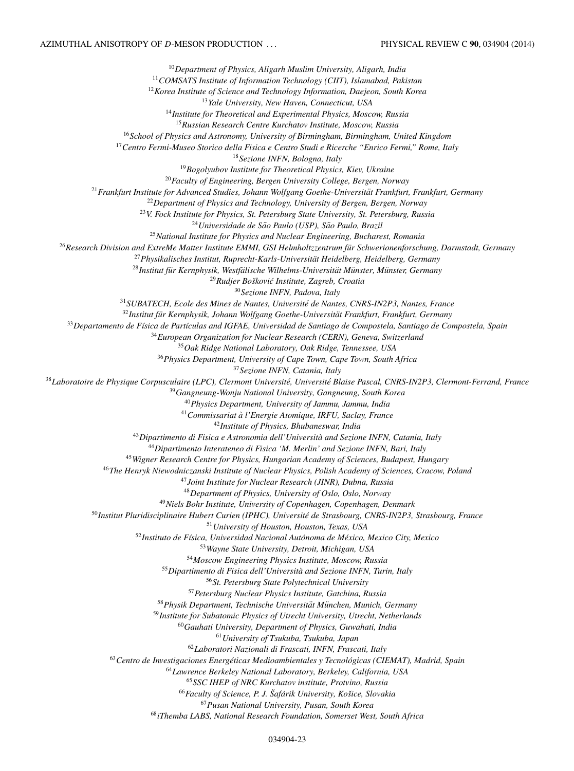[10]*Department of Physics, Aligarh Muslim University, Aligarh, India*
[11]*COMSATS Institute of Information Technology (CIIT), Islamabad, Pakistan*
[12]*Korea Institute of Science and Technology Information, Daejeon, South Korea*
[13]*Yale University, New Haven, Connecticut, USA*
[14]*Institute for Theoretical and Experimental Physics, Moscow, Russia*
[15]*Russian Research Centre Kurchatov Institute, Moscow, Russia*
[16]*School of Physics and Astronomy, University of Birmingham, Birmingham, United Kingdom*
[17]*Centro Fermi-Museo Storico della Fisica e Centro Studi e Ricerche "Enrico Fermi," Rome, Italy*
[18]*Sezione INFN, Bologna, Italy*
[19]*Bogolyubov Institute for Theoretical Physics, Kiev, Ukraine*
[20]*Faculty of Engineering, Bergen University College, Bergen, Norway*
[21]*Frankfurt Institute for Advanced Studies, Johann Wolfgang Goethe-Universität Frankfurt, Frankfurt, Germany*
[22]*Department of Physics and Technology, University of Bergen, Bergen, Norway*
[23]*V. Fock Institute for Physics, St. Petersburg State University, St. Petersburg, Russia*
[24]*Universidade de São Paulo (USP), São Paulo, Brazil*
[25]*National Institute for Physics and Nuclear Engineering, Bucharest, Romania*
[26]*Research Division and ExtreMe Matter Institute EMMI, GSI Helmholtzzentrum für Schwerionenforschung, Darmstadt, Germany*
[27]*Physikalisches Institut, Ruprecht-Karls-Universität Heidelberg, Heidelberg, Germany*
[28]*Institut für Kernphysik, Westfälische Wilhelms-Universität Münster, Münster, Germany*
[29]*Rudjer Bošković Institute, Zagreb, Croatia*
[30]*Sezione INFN, Padova, Italy*
[31]*SUBATECH, Ecole des Mines de Nantes, Université de Nantes, CNRS-IN2P3, Nantes, France*
[32]*Institut für Kernphysik, Johann Wolfgang Goethe-Universität Frankfurt, Frankfurt, Germany*
[33]*Departamento de Física de Partículas and IGFAE, Universidad de Santiago de Compostela, Santiago de Compostela, Spain*
[34]*European Organization for Nuclear Research (CERN), Geneva, Switzerland*
[35]*Oak Ridge National Laboratory, Oak Ridge, Tennessee, USA*
[36]*Physics Department, University of Cape Town, Cape Town, South Africa*
[37]*Sezione INFN, Catania, Italy*
[38]*Laboratoire de Physique Corpusculaire (LPC), Clermont Université, Université Blaise Pascal, CNRS-IN2P3, Clermont-Ferrand, France*
[39]*Gangneung-Wonju National University, Gangneung, South Korea*
[40]*Physics Department, University of Jammu, Jammu, India*
[41]*Commissariat à l'Energie Atomique, IRFU, Saclay, France*
[42]*Institute of Physics, Bhubaneswar, India*
[43]*Dipartimento di Fisica e Astronomia dell'Università and Sezione INFN, Catania, Italy*
[44]*Dipartimento Interateneo di Fisica 'M. Merlin' and Sezione INFN, Bari, Italy*
[45]*Wigner Research Centre for Physics, Hungarian Academy of Sciences, Budapest, Hungary*
[46]*The Henryk Niewodniczanski Institute of Nuclear Physics, Polish Academy of Sciences, Cracow, Poland*
[47]*Joint Institute for Nuclear Research (JINR), Dubna, Russia*
[48]*Department of Physics, University of Oslo, Oslo, Norway*
[49]*Niels Bohr Institute, University of Copenhagen, Copenhagen, Denmark*
[50]*Institut Pluridisciplinaire Hubert Curien (IPHC), Université de Strasbourg, CNRS-IN2P3, Strasbourg, France*
[51]*University of Houston, Houston, Texas, USA*
[52]*Instituto de Física, Universidad Nacional Autónoma de México, Mexico City, Mexico*
[53]*Wayne State University, Detroit, Michigan, USA*
[54]*Moscow Engineering Physics Institute, Moscow, Russia*
[55]*Dipartimento di Fisica dell'Università and Sezione INFN, Turin, Italy*
[56]*St. Petersburg State Polytechnical University*
[57]*Petersburg Nuclear Physics Institute, Gatchina, Russia*
[58]*Physik Department, Technische Universität München, Munich, Germany*
[59]*Institute for Subatomic Physics of Utrecht University, Utrecht, Netherlands*
[60]*Gauhati University, Department of Physics, Guwahati, India*
[61]*University of Tsukuba, Tsukuba, Japan*
[62]*Laboratori Nazionali di Frascati, INFN, Frascati, Italy*
[63]*Centro de Investigaciones Energéticas Medioambientales y Tecnológicas (CIEMAT), Madrid, Spain*
[64]*Lawrence Berkeley National Laboratory, Berkeley, California, USA*
[65]*SSC IHEP of NRC Kurchatov institute, Protvino, Russia*
[66]*Faculty of Science, P. J. Šafárik University, Košice, Slovakia*
[67]*Pusan National University, Pusan, South Korea*
[68]*iThemba LABS, National Research Foundation, Somerset West, South Africa*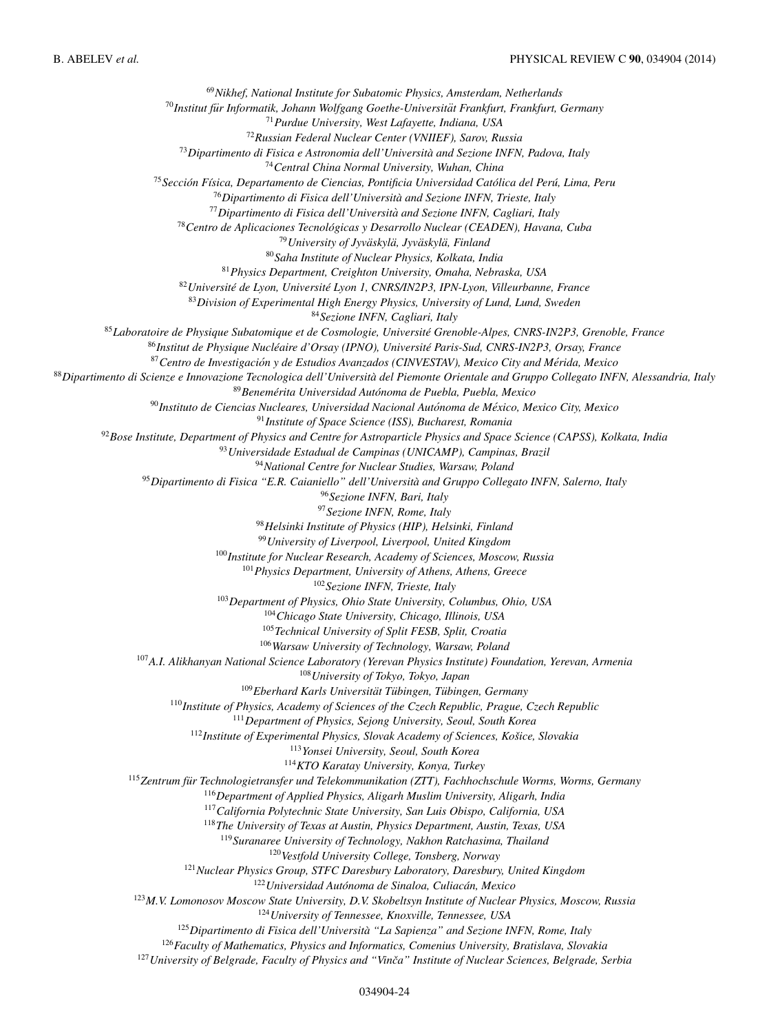[69] *Nikhef, National Institute for Subatomic Physics, Amsterdam, Netherlands*
[70] *Institut für Informatik, Johann Wolfgang Goethe-Universität Frankfurt, Frankfurt, Germany*
[71] *Purdue University, West Lafayette, Indiana, USA*
[72] *Russian Federal Nuclear Center (VNIIEF), Sarov, Russia*
[73] *Dipartimento di Fisica e Astronomia dell'Università and Sezione INFN, Padova, Italy*
[74] *Central China Normal University, Wuhan, China*
[75] *Sección Física, Departamento de Ciencias, Pontificia Universidad Católica del Perú, Lima, Peru*
[76] *Dipartimento di Fisica dell'Università and Sezione INFN, Trieste, Italy*
[77] *Dipartimento di Fisica dell'Università and Sezione INFN, Cagliari, Italy*
[78] *Centro de Aplicaciones Tecnológicas y Desarrollo Nuclear (CEADEN), Havana, Cuba*
[79] *University of Jyväskylä, Jyväskylä, Finland*
[80] *Saha Institute of Nuclear Physics, Kolkata, India*
[81] *Physics Department, Creighton University, Omaha, Nebraska, USA*
[82] *Université de Lyon, Université Lyon 1, CNRS/IN2P3, IPN-Lyon, Villeurbanne, France*
[83] *Division of Experimental High Energy Physics, University of Lund, Lund, Sweden*
[84] *Sezione INFN, Cagliari, Italy*
[85] *Laboratoire de Physique Subatomique et de Cosmologie, Université Grenoble-Alpes, CNRS-IN2P3, Grenoble, France*
[86] *Institut de Physique Nucléaire d'Orsay (IPNO), Université Paris-Sud, CNRS-IN2P3, Orsay, France*
[87] *Centro de Investigación y de Estudios Avanzados (CINVESTAV), Mexico City and Mérida, Mexico*
[88] *Dipartimento di Scienze e Innovazione Tecnologica dell'Università del Piemonte Orientale and Gruppo Collegato INFN, Alessandria, Italy*
[89] *Benemérita Universidad Autónoma de Puebla, Puebla, Mexico*
[90] *Instituto de Ciencias Nucleares, Universidad Nacional Autónoma de México, Mexico City, Mexico*
[91] *Institute of Space Science (ISS), Bucharest, Romania*
[92] *Bose Institute, Department of Physics and Centre for Astroparticle Physics and Space Science (CAPSS), Kolkata, India*
[93] *Universidade Estadual de Campinas (UNICAMP), Campinas, Brazil*
[94] *National Centre for Nuclear Studies, Warsaw, Poland*
[95] *Dipartimento di Fisica "E.R. Caianiello" dell'Università and Gruppo Collegato INFN, Salerno, Italy*
[96] *Sezione INFN, Bari, Italy*
[97] *Sezione INFN, Rome, Italy*
[98] *Helsinki Institute of Physics (HIP), Helsinki, Finland*
[99] *University of Liverpool, Liverpool, United Kingdom*
[100] *Institute for Nuclear Research, Academy of Sciences, Moscow, Russia*
[101] *Physics Department, University of Athens, Athens, Greece*
[102] *Sezione INFN, Trieste, Italy*
[103] *Department of Physics, Ohio State University, Columbus, Ohio, USA*
[104] *Chicago State University, Chicago, Illinois, USA*
[105] *Technical University of Split FESB, Split, Croatia*
[106] *Warsaw University of Technology, Warsaw, Poland*
[107] *A.I. Alikhanyan National Science Laboratory (Yerevan Physics Institute) Foundation, Yerevan, Armenia*
[108] *University of Tokyo, Tokyo, Japan*
[109] *Eberhard Karls Universität Tübingen, Tübingen, Germany*
[110] *Institute of Physics, Academy of Sciences of the Czech Republic, Prague, Czech Republic*
[111] *Department of Physics, Sejong University, Seoul, South Korea*
[112] *Institute of Experimental Physics, Slovak Academy of Sciences, Košice, Slovakia*
[113] *Yonsei University, Seoul, South Korea*
[114] *KTO Karatay University, Konya, Turkey*
[115] *Zentrum für Technologietransfer und Telekommunikation (ZTT), Fachhochschule Worms, Worms, Germany*
[116] *Department of Applied Physics, Aligarh Muslim University, Aligarh, India*
[117] *California Polytechnic State University, San Luis Obispo, California, USA*
[118] *The University of Texas at Austin, Physics Department, Austin, Texas, USA*
[119] *Suranaree University of Technology, Nakhon Ratchasima, Thailand*
[120] *Vestfold University College, Tonsberg, Norway*
[121] *Nuclear Physics Group, STFC Daresbury Laboratory, Daresbury, United Kingdom*
[122] *Universidad Autónoma de Sinaloa, Culiacán, Mexico*
[123] *M.V. Lomonosov Moscow State University, D.V. Skobeltsyn Institute of Nuclear Physics, Moscow, Russia*
[124] *University of Tennessee, Knoxville, Tennessee, USA*
[125] *Dipartimento di Fisica dell'Università "La Sapienza" and Sezione INFN, Rome, Italy*
[126] *Faculty of Mathematics, Physics and Informatics, Comenius University, Bratislava, Slovakia*
[127] *University of Belgrade, Faculty of Physics and "Vinča" Institute of Nuclear Sciences, Belgrade, Serbia*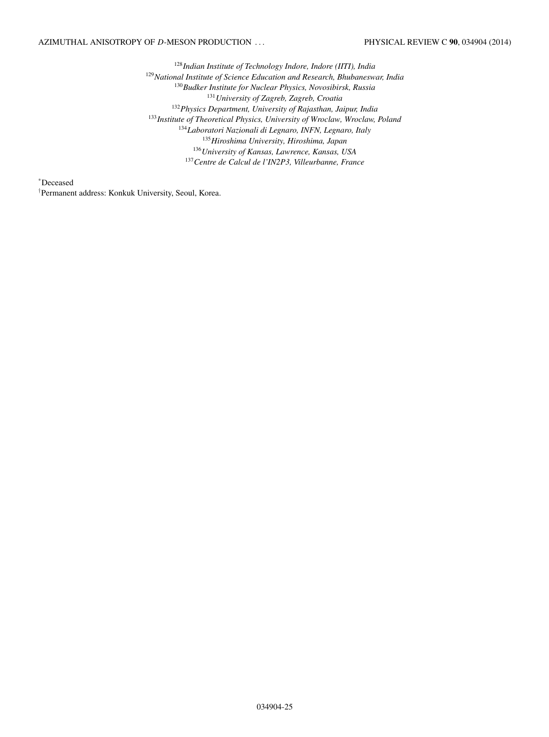[128]*Indian Institute of Technology Indore, Indore (IITI), India*
[129]*National Institute of Science Education and Research, Bhubaneswar, India*
[130]*Budker Institute for Nuclear Physics, Novosibirsk, Russia*
[131]*University of Zagreb, Zagreb, Croatia*
[132]*Physics Department, University of Rajasthan, Jaipur, India*
[133]*Institute of Theoretical Physics, University of Wroclaw, Wroclaw, Poland*
[134]*Laboratori Nazionali di Legnaro, INFN, Legnaro, Italy*
[135]*Hiroshima University, Hiroshima, Japan*
[136]*University of Kansas, Lawrence, Kansas, USA*
[137]*Centre de Calcul de l'IN2P3, Villeurbanne, France*

[*]Deceased
[†]Permanent address: Konkuk University, Seoul, Korea.